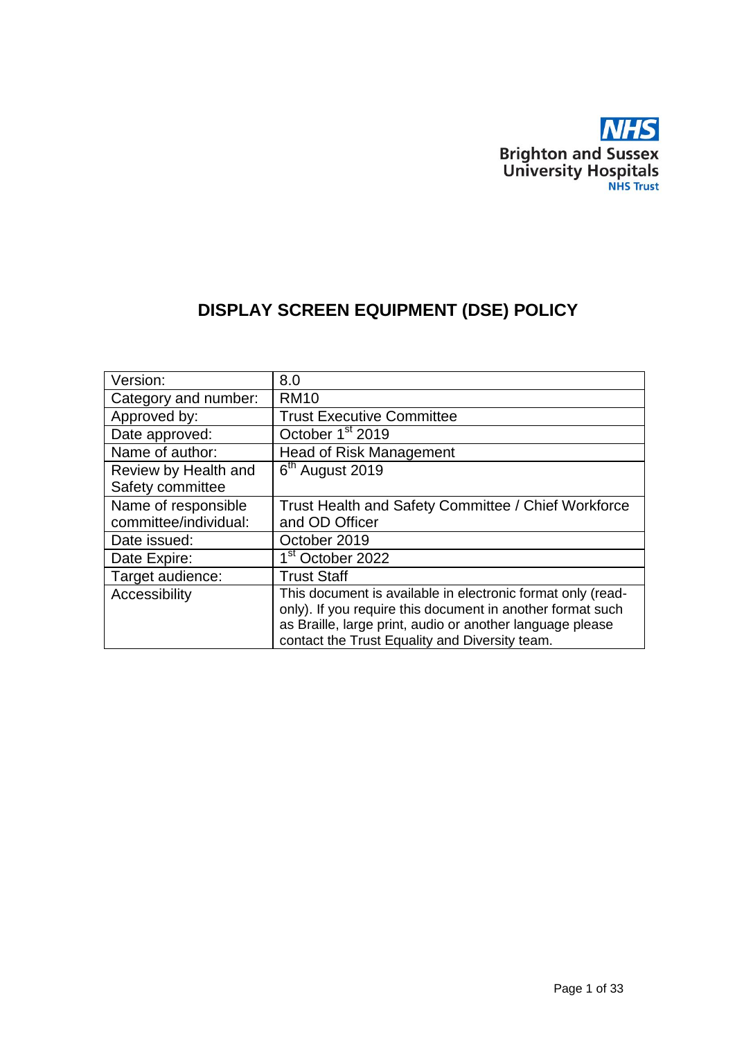NHS
Brighton and Sussex University Hospitals
NHS Trust

# DISPLAY SCREEN EQUIPMENT (DSE) POLICY

| | |
|---|---|
| Version: | 8.0 |
| Category and number: | RM10 |
| Approved by: | Trust Executive Committee |
| Date approved: | October 1st 2019 |
| Name of author: | Head of Risk Management |
| Review by Health and Safety committee | 6th August 2019 |
| Name of responsible committee/individual: | Trust Health and Safety Committee / Chief Workforce and OD Officer |
| Date issued: | October 2019 |
| Date Expire: | 1st October 2022 |
| Target audience: | Trust Staff |
| Accessibility | This document is available in electronic format only (read-only). If you require this document in another format such as Braille, large print, audio or another language please contact the Trust Equality and Diversity team. |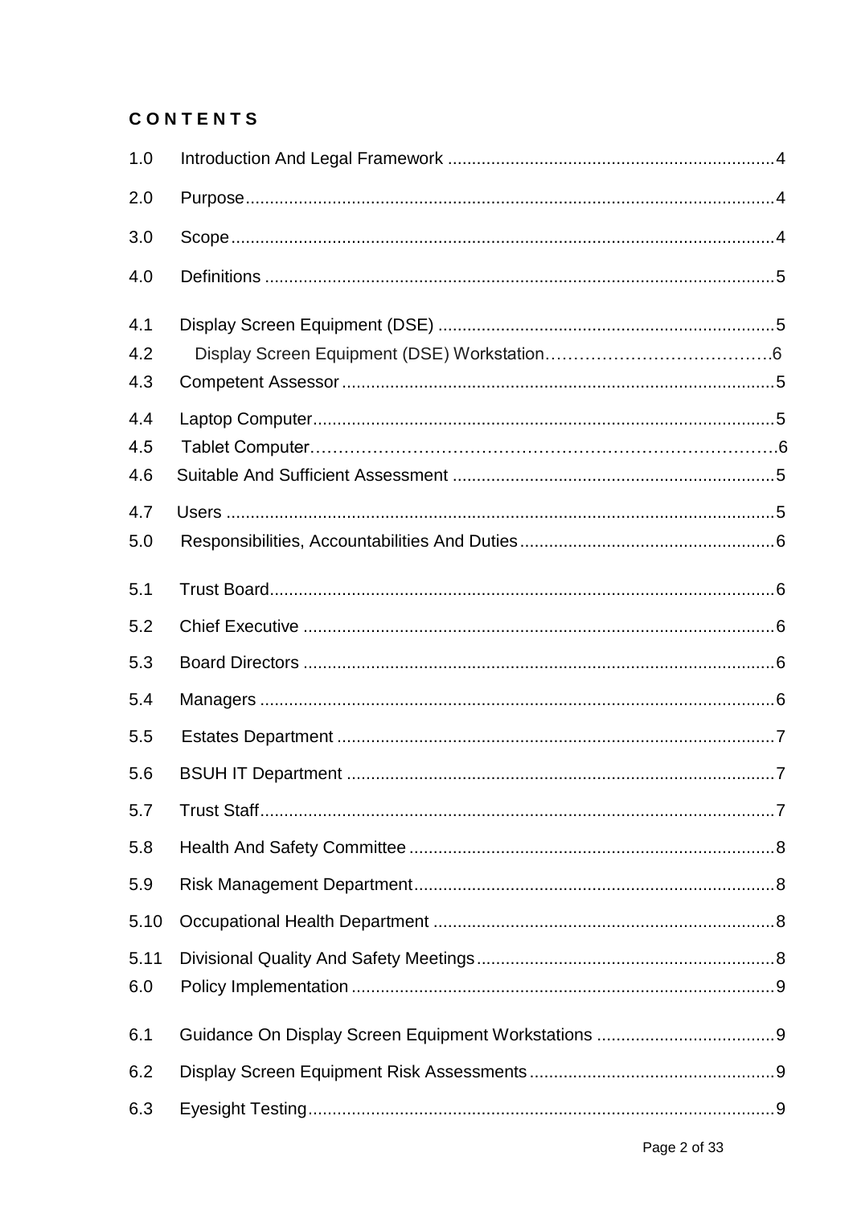**C O N T E N T S**

1.0 Introduction And Legal Framework ....................................................................4

2.0 Purpose..............................................................................................................4

3.0 Scope.................................................................................................................4

4.0 Definitions .........................................................................................................5

4.1 Display Screen Equipment (DSE) ......................................................................5

4.2 Display Screen Equipment (DSE) Workstation…………………………………6

4.3 Competent Assessor..........................................................................................5

4.4 Laptop Computer...............................................................................................5

4.5 Tablet Computer……………………………………………………………………….6

4.6 Suitable And Sufficient Assessment ..................................................................5

4.7 Users .................................................................................................................5

5.0 Responsibilities, Accountabilities And Duties....................................................6

5.1 Trust Board........................................................................................................6

5.2 Chief Executive .................................................................................................6

5.3 Board Directors .................................................................................................6

5.4 Managers ..........................................................................................................6

5.5 Estates Department ..........................................................................................7

5.6 BSUH IT Department ........................................................................................7

5.7 Trust Staff..........................................................................................................7

5.8 Health And Safety Committee ...........................................................................8

5.9 Risk Management Department..........................................................................8

5.10 Occupational Health Department ......................................................................8

5.11 Divisional Quality And Safety Meetings.............................................................8

6.0 Policy Implementation .......................................................................................9

6.1 Guidance On Display Screen Equipment Workstations ....................................9

6.2 Display Screen Equipment Risk Assessments..................................................9

6.3 Eyesight Testing................................................................................................9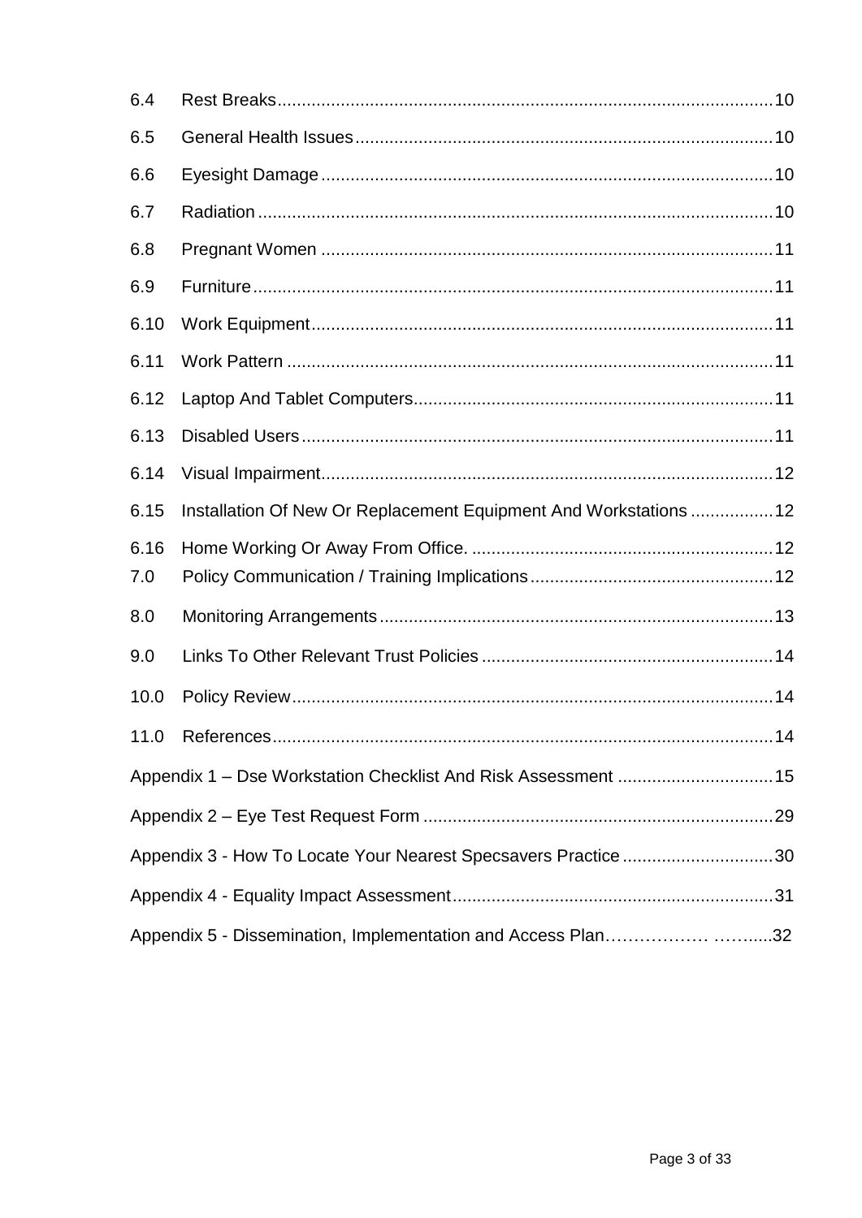| | | |
|---|---|---|
| 6.4 | Rest Breaks | 10 |
| 6.5 | General Health Issues | 10 |
| 6.6 | Eyesight Damage | 10 |
| 6.7 | Radiation | 10 |
| 6.8 | Pregnant Women | 11 |
| 6.9 | Furniture | 11 |
| 6.10 | Work Equipment | 11 |
| 6.11 | Work Pattern | 11 |
| 6.12 | Laptop And Tablet Computers | 11 |
| 6.13 | Disabled Users | 11 |
| 6.14 | Visual Impairment | 12 |
| 6.15 | Installation Of New Or Replacement Equipment And Workstations | 12 |
| 6.16 | Home Working Or Away From Office. | 12 |
| 7.0 | Policy Communication / Training Implications | 12 |
| 8.0 | Monitoring Arrangements | 13 |
| 9.0 | Links To Other Relevant Trust Policies | 14 |
| 10.0 | Policy Review | 14 |
| 11.0 | References | 14 |
| | Appendix 1 – Dse Workstation Checklist And Risk Assessment | 15 |
| | Appendix 2 – Eye Test Request Form | 29 |
| | Appendix 3 - How To Locate Your Nearest Specsavers Practice | 30 |
| | Appendix 4 - Equality Impact Assessment | 31 |
| | Appendix 5 - Dissemination, Implementation and Access Plan | 32 |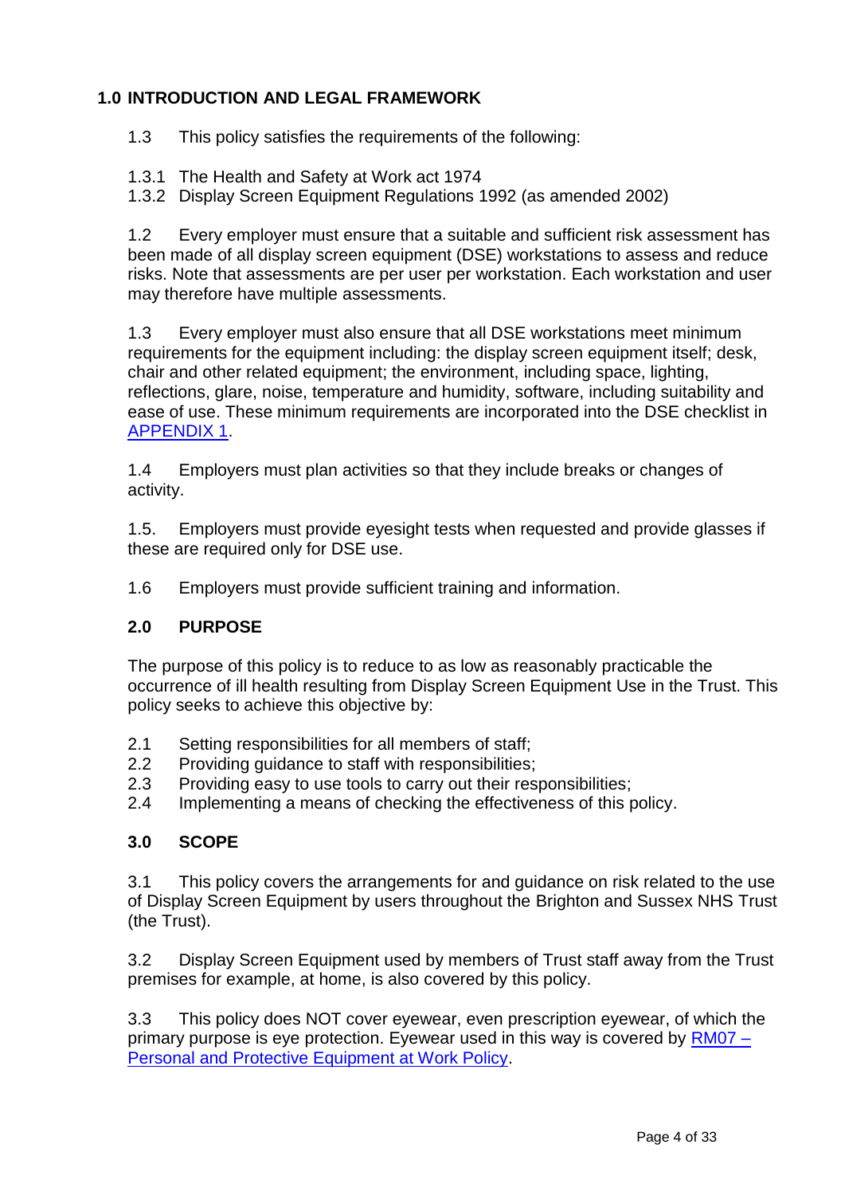## 1.0 INTRODUCTION AND LEGAL FRAMEWORK

1.3 This policy satisfies the requirements of the following:

1.3.1 The Health and Safety at Work act 1974
1.3.2 Display Screen Equipment Regulations 1992 (as amended 2002)

1.2 Every employer must ensure that a suitable and sufficient risk assessment has been made of all display screen equipment (DSE) workstations to assess and reduce risks. Note that assessments are per user per workstation. Each workstation and user may therefore have multiple assessments.

1.3 Every employer must also ensure that all DSE workstations meet minimum requirements for the equipment including: the display screen equipment itself; desk, chair and other related equipment; the environment, including space, lighting, reflections, glare, noise, temperature and humidity, software, including suitability and ease of use. These minimum requirements are incorporated into the DSE checklist in APPENDIX 1.

1.4 Employers must plan activities so that they include breaks or changes of activity.

1.5. Employers must provide eyesight tests when requested and provide glasses if these are required only for DSE use.

1.6 Employers must provide sufficient training and information.

## 2.0 PURPOSE

The purpose of this policy is to reduce to as low as reasonably practicable the occurrence of ill health resulting from Display Screen Equipment Use in the Trust. This policy seeks to achieve this objective by:

2.1 Setting responsibilities for all members of staff;
2.2 Providing guidance to staff with responsibilities;
2.3 Providing easy to use tools to carry out their responsibilities;
2.4 Implementing a means of checking the effectiveness of this policy.

## 3.0 SCOPE

3.1 This policy covers the arrangements for and guidance on risk related to the use of Display Screen Equipment by users throughout the Brighton and Sussex NHS Trust (the Trust).

3.2 Display Screen Equipment used by members of Trust staff away from the Trust premises for example, at home, is also covered by this policy.

3.3 This policy does NOT cover eyewear, even prescription eyewear, of which the primary purpose is eye protection. Eyewear used in this way is covered by RM07 – Personal and Protective Equipment at Work Policy.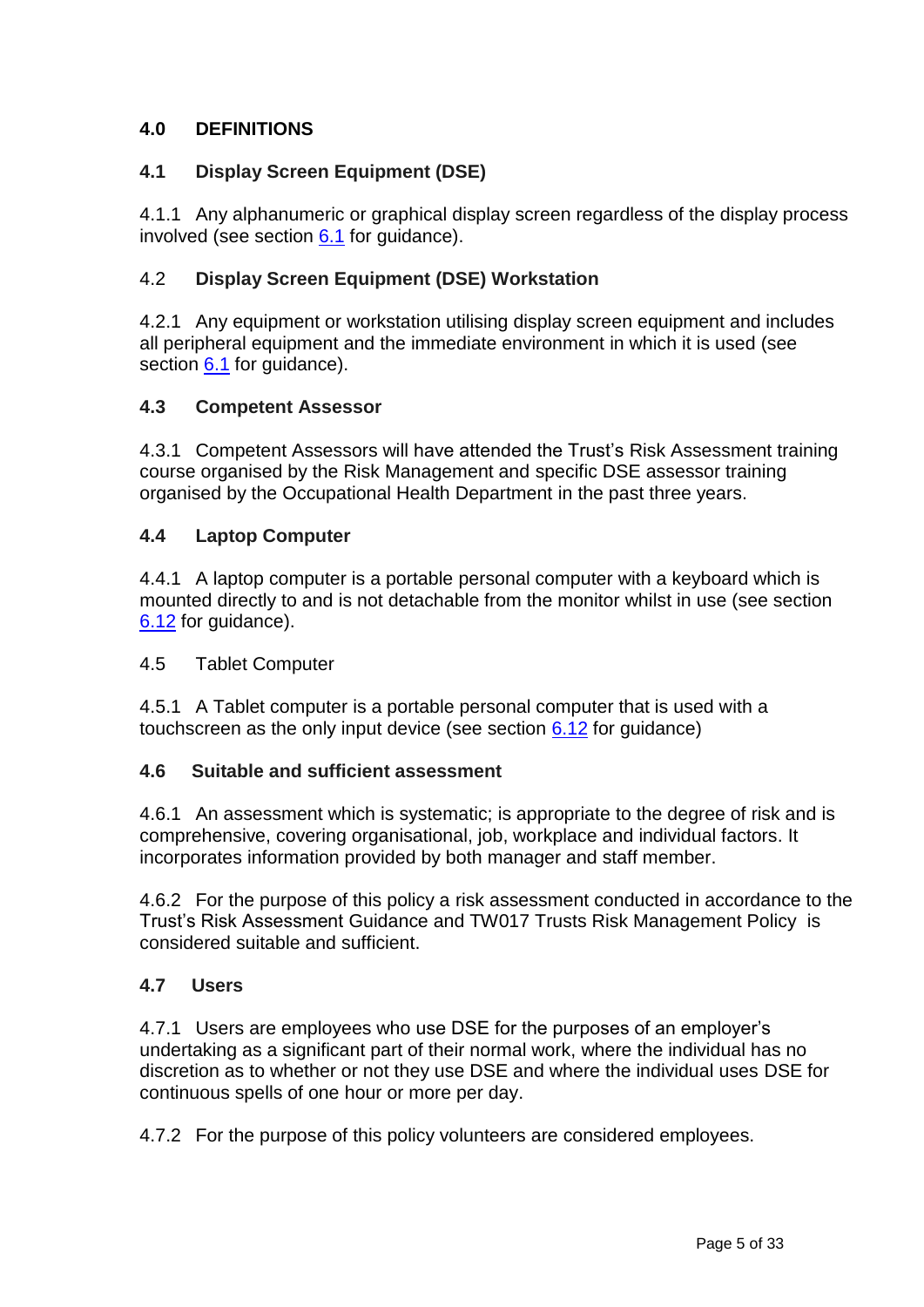## 4.0 DEFINITIONS

### 4.1 Display Screen Equipment (DSE)

4.1.1 Any alphanumeric or graphical display screen regardless of the display process involved (see section 6.1 for guidance).

### 4.2 Display Screen Equipment (DSE) Workstation

4.2.1 Any equipment or workstation utilising display screen equipment and includes all peripheral equipment and the immediate environment in which it is used (see section 6.1 for guidance).

### 4.3 Competent Assessor

4.3.1 Competent Assessors will have attended the Trust's Risk Assessment training course organised by the Risk Management and specific DSE assessor training organised by the Occupational Health Department in the past three years.

### 4.4 Laptop Computer

4.4.1 A laptop computer is a portable personal computer with a keyboard which is mounted directly to and is not detachable from the monitor whilst in use (see section 6.12 for guidance).

### 4.5 Tablet Computer

4.5.1 A Tablet computer is a portable personal computer that is used with a touchscreen as the only input device (see section 6.12 for guidance)

### 4.6 Suitable and sufficient assessment

4.6.1 An assessment which is systematic; is appropriate to the degree of risk and is comprehensive, covering organisational, job, workplace and individual factors. It incorporates information provided by both manager and staff member.

4.6.2 For the purpose of this policy a risk assessment conducted in accordance to the Trust's Risk Assessment Guidance and TW017 Trusts Risk Management Policy is considered suitable and sufficient.

### 4.7 Users

4.7.1 Users are employees who use DSE for the purposes of an employer's undertaking as a significant part of their normal work, where the individual has no discretion as to whether or not they use DSE and where the individual uses DSE for continuous spells of one hour or more per day.

4.7.2 For the purpose of this policy volunteers are considered employees.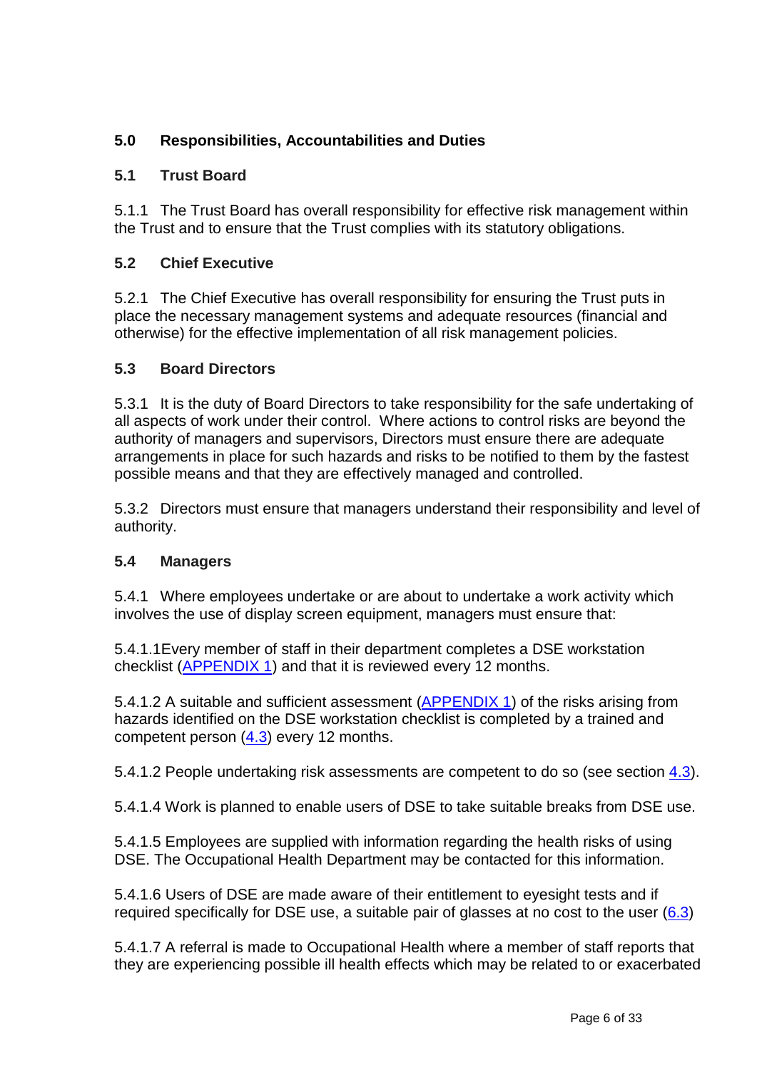## 5.0 Responsibilities, Accountabilities and Duties

### 5.1 Trust Board

5.1.1 The Trust Board has overall responsibility for effective risk management within the Trust and to ensure that the Trust complies with its statutory obligations.

### 5.2 Chief Executive

5.2.1 The Chief Executive has overall responsibility for ensuring the Trust puts in place the necessary management systems and adequate resources (financial and otherwise) for the effective implementation of all risk management policies.

### 5.3 Board Directors

5.3.1 It is the duty of Board Directors to take responsibility for the safe undertaking of all aspects of work under their control. Where actions to control risks are beyond the authority of managers and supervisors, Directors must ensure there are adequate arrangements in place for such hazards and risks to be notified to them by the fastest possible means and that they are effectively managed and controlled.

5.3.2 Directors must ensure that managers understand their responsibility and level of authority.

### 5.4 Managers

5.4.1 Where employees undertake or are about to undertake a work activity which involves the use of display screen equipment, managers must ensure that:

5.4.1.1Every member of staff in their department completes a DSE workstation checklist (APPENDIX 1) and that it is reviewed every 12 months.

5.4.1.2 A suitable and sufficient assessment (APPENDIX 1) of the risks arising from hazards identified on the DSE workstation checklist is completed by a trained and competent person (4.3) every 12 months.

5.4.1.2 People undertaking risk assessments are competent to do so (see section 4.3).

5.4.1.4 Work is planned to enable users of DSE to take suitable breaks from DSE use.

5.4.1.5 Employees are supplied with information regarding the health risks of using DSE. The Occupational Health Department may be contacted for this information.

5.4.1.6 Users of DSE are made aware of their entitlement to eyesight tests and if required specifically for DSE use, a suitable pair of glasses at no cost to the user (6.3)

5.4.1.7 A referral is made to Occupational Health where a member of staff reports that they are experiencing possible ill health effects which may be related to or exacerbated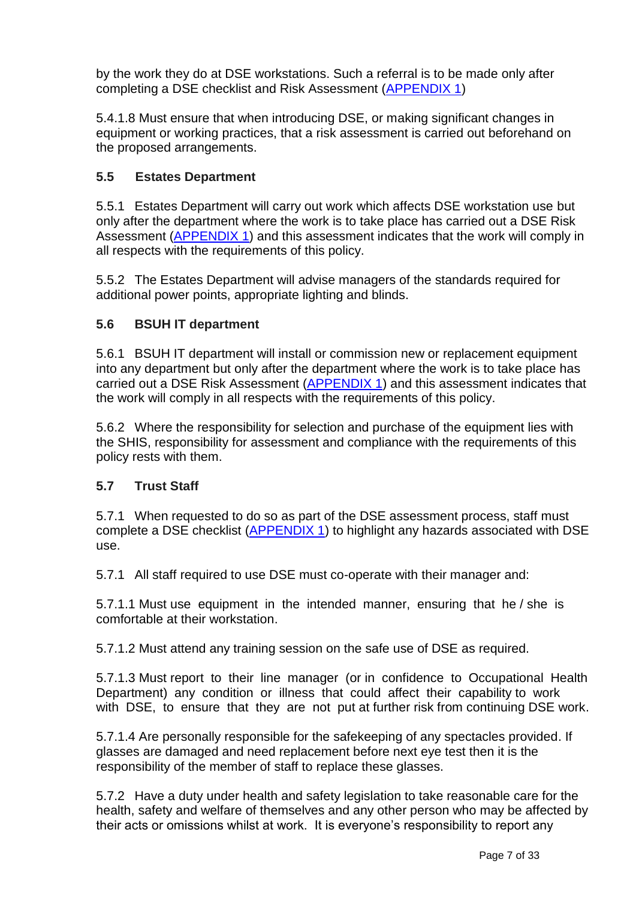by the work they do at DSE workstations. Such a referral is to be made only after completing a DSE checklist and Risk Assessment (APPENDIX 1)

5.4.1.8 Must ensure that when introducing DSE, or making significant changes in equipment or working practices, that a risk assessment is carried out beforehand on the proposed arrangements.

### 5.5 Estates Department

5.5.1 Estates Department will carry out work which affects DSE workstation use but only after the department where the work is to take place has carried out a DSE Risk Assessment (APPENDIX 1) and this assessment indicates that the work will comply in all respects with the requirements of this policy.

5.5.2 The Estates Department will advise managers of the standards required for additional power points, appropriate lighting and blinds.

### 5.6 BSUH IT department

5.6.1 BSUH IT department will install or commission new or replacement equipment into any department but only after the department where the work is to take place has carried out a DSE Risk Assessment (APPENDIX 1) and this assessment indicates that the work will comply in all respects with the requirements of this policy.

5.6.2 Where the responsibility for selection and purchase of the equipment lies with the SHIS, responsibility for assessment and compliance with the requirements of this policy rests with them.

### 5.7 Trust Staff

5.7.1 When requested to do so as part of the DSE assessment process, staff must complete a DSE checklist (APPENDIX 1) to highlight any hazards associated with DSE use.

5.7.1 All staff required to use DSE must co-operate with their manager and:

5.7.1.1 Must use equipment in the intended manner, ensuring that he / she is comfortable at their workstation.

5.7.1.2 Must attend any training session on the safe use of DSE as required.

5.7.1.3 Must report to their line manager (or in confidence to Occupational Health Department) any condition or illness that could affect their capability to work with DSE, to ensure that they are not put at further risk from continuing DSE work.

5.7.1.4 Are personally responsible for the safekeeping of any spectacles provided. If glasses are damaged and need replacement before next eye test then it is the responsibility of the member of staff to replace these glasses.

5.7.2 Have a duty under health and safety legislation to take reasonable care for the health, safety and welfare of themselves and any other person who may be affected by their acts or omissions whilst at work. It is everyone's responsibility to report any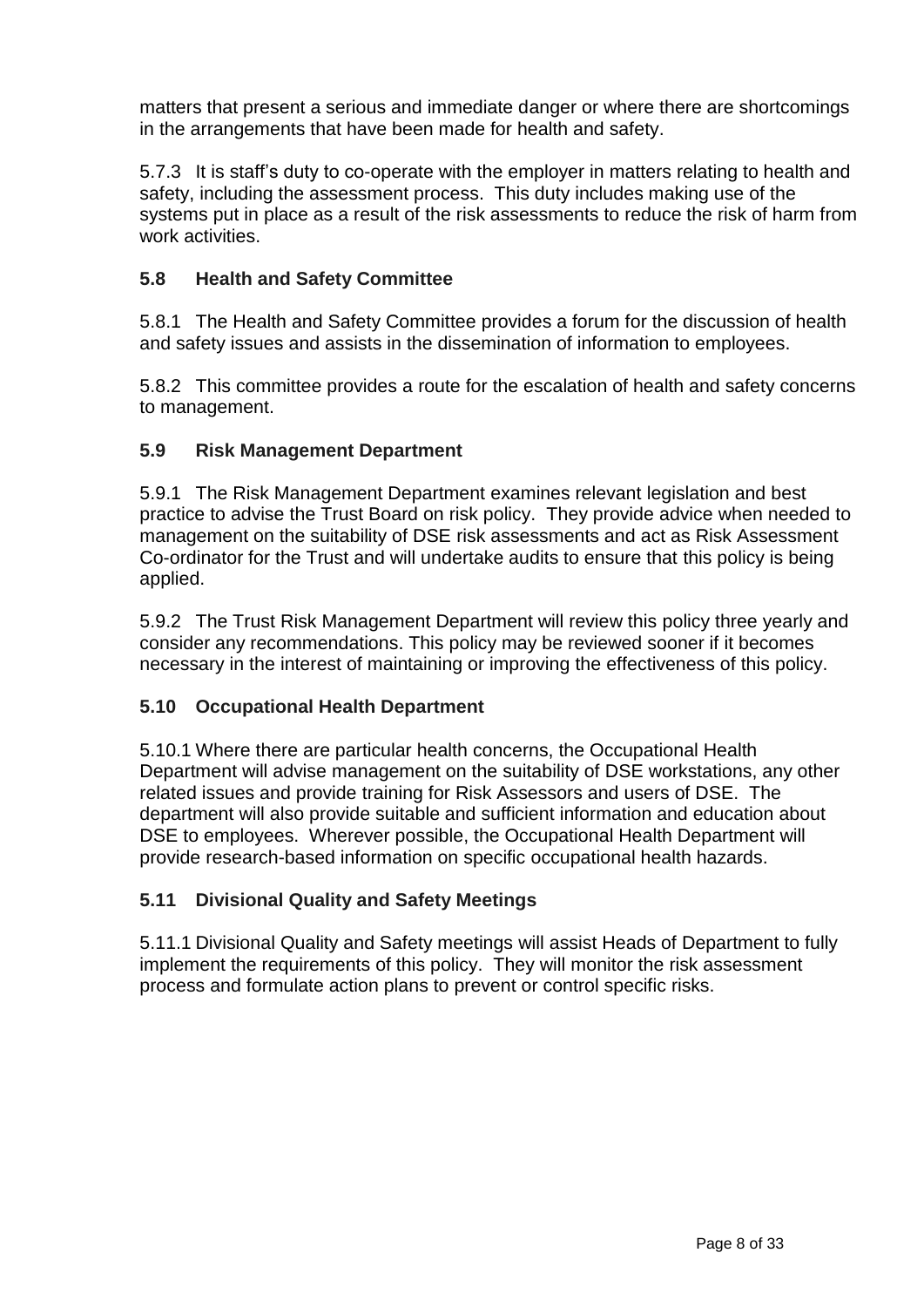matters that present a serious and immediate danger or where there are shortcomings in the arrangements that have been made for health and safety.

5.7.3 It is staff's duty to co-operate with the employer in matters relating to health and safety, including the assessment process. This duty includes making use of the systems put in place as a result of the risk assessments to reduce the risk of harm from work activities.

### 5.8 Health and Safety Committee

5.8.1 The Health and Safety Committee provides a forum for the discussion of health and safety issues and assists in the dissemination of information to employees.

5.8.2 This committee provides a route for the escalation of health and safety concerns to management.

### 5.9 Risk Management Department

5.9.1 The Risk Management Department examines relevant legislation and best practice to advise the Trust Board on risk policy. They provide advice when needed to management on the suitability of DSE risk assessments and act as Risk Assessment Co-ordinator for the Trust and will undertake audits to ensure that this policy is being applied.

5.9.2 The Trust Risk Management Department will review this policy three yearly and consider any recommendations. This policy may be reviewed sooner if it becomes necessary in the interest of maintaining or improving the effectiveness of this policy.

### 5.10 Occupational Health Department

5.10.1 Where there are particular health concerns, the Occupational Health Department will advise management on the suitability of DSE workstations, any other related issues and provide training for Risk Assessors and users of DSE. The department will also provide suitable and sufficient information and education about DSE to employees. Wherever possible, the Occupational Health Department will provide research-based information on specific occupational health hazards.

### 5.11 Divisional Quality and Safety Meetings

5.11.1 Divisional Quality and Safety meetings will assist Heads of Department to fully implement the requirements of this policy. They will monitor the risk assessment process and formulate action plans to prevent or control specific risks.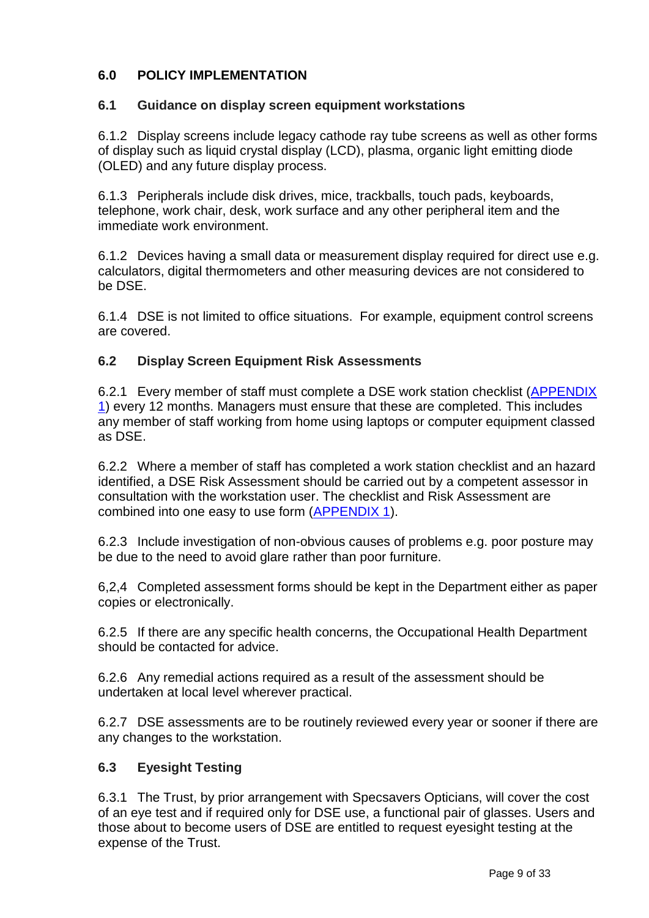## 6.0 POLICY IMPLEMENTATION

### 6.1 Guidance on display screen equipment workstations

6.1.2 Display screens include legacy cathode ray tube screens as well as other forms of display such as liquid crystal display (LCD), plasma, organic light emitting diode (OLED) and any future display process.

6.1.3 Peripherals include disk drives, mice, trackballs, touch pads, keyboards, telephone, work chair, desk, work surface and any other peripheral item and the immediate work environment.

6.1.2 Devices having a small data or measurement display required for direct use e.g. calculators, digital thermometers and other measuring devices are not considered to be DSE.

6.1.4 DSE is not limited to office situations. For example, equipment control screens are covered.

### 6.2 Display Screen Equipment Risk Assessments

6.2.1 Every member of staff must complete a DSE work station checklist (APPENDIX 1) every 12 months. Managers must ensure that these are completed. This includes any member of staff working from home using laptops or computer equipment classed as DSE.

6.2.2 Where a member of staff has completed a work station checklist and an hazard identified, a DSE Risk Assessment should be carried out by a competent assessor in consultation with the workstation user. The checklist and Risk Assessment are combined into one easy to use form (APPENDIX 1).

6.2.3 Include investigation of non-obvious causes of problems e.g. poor posture may be due to the need to avoid glare rather than poor furniture.

6,2,4 Completed assessment forms should be kept in the Department either as paper copies or electronically.

6.2.5 If there are any specific health concerns, the Occupational Health Department should be contacted for advice.

6.2.6 Any remedial actions required as a result of the assessment should be undertaken at local level wherever practical.

6.2.7 DSE assessments are to be routinely reviewed every year or sooner if there are any changes to the workstation.

### 6.3 Eyesight Testing

6.3.1 The Trust, by prior arrangement with Specsavers Opticians, will cover the cost of an eye test and if required only for DSE use, a functional pair of glasses. Users and those about to become users of DSE are entitled to request eyesight testing at the expense of the Trust.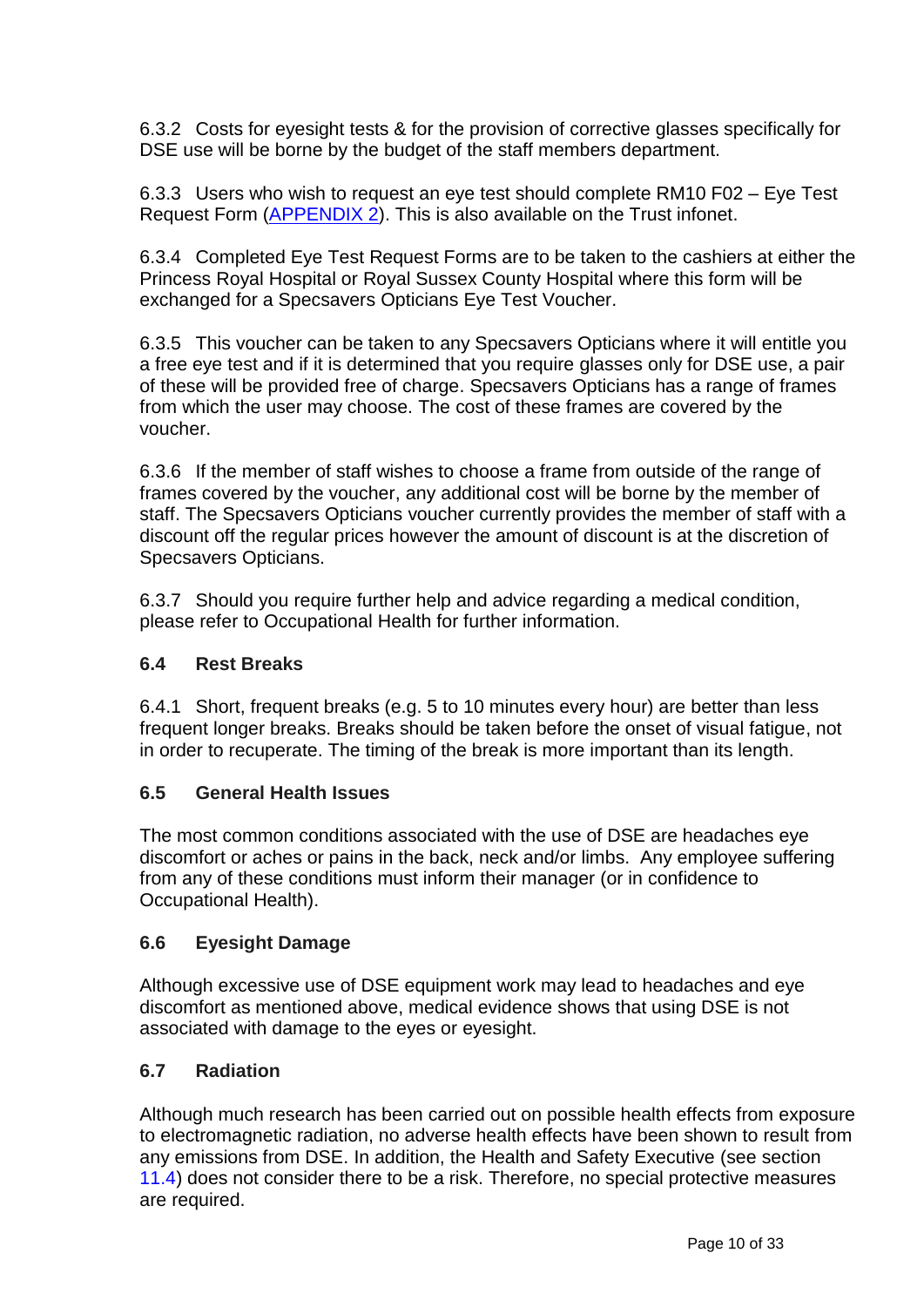6.3.2 Costs for eyesight tests & for the provision of corrective glasses specifically for DSE use will be borne by the budget of the staff members department.

6.3.3 Users who wish to request an eye test should complete RM10 F02 – Eye Test Request Form (APPENDIX 2). This is also available on the Trust infonet.

6.3.4 Completed Eye Test Request Forms are to be taken to the cashiers at either the Princess Royal Hospital or Royal Sussex County Hospital where this form will be exchanged for a Specsavers Opticians Eye Test Voucher.

6.3.5 This voucher can be taken to any Specsavers Opticians where it will entitle you a free eye test and if it is determined that you require glasses only for DSE use, a pair of these will be provided free of charge. Specsavers Opticians has a range of frames from which the user may choose. The cost of these frames are covered by the voucher.

6.3.6 If the member of staff wishes to choose a frame from outside of the range of frames covered by the voucher, any additional cost will be borne by the member of staff. The Specsavers Opticians voucher currently provides the member of staff with a discount off the regular prices however the amount of discount is at the discretion of Specsavers Opticians.

6.3.7 Should you require further help and advice regarding a medical condition, please refer to Occupational Health for further information.

### 6.4 Rest Breaks

6.4.1 Short, frequent breaks (e.g. 5 to 10 minutes every hour) are better than less frequent longer breaks. Breaks should be taken before the onset of visual fatigue, not in order to recuperate. The timing of the break is more important than its length.

### 6.5 General Health Issues

The most common conditions associated with the use of DSE are headaches eye discomfort or aches or pains in the back, neck and/or limbs. Any employee suffering from any of these conditions must inform their manager (or in confidence to Occupational Health).

### 6.6 Eyesight Damage

Although excessive use of DSE equipment work may lead to headaches and eye discomfort as mentioned above, medical evidence shows that using DSE is not associated with damage to the eyes or eyesight.

### 6.7 Radiation

Although much research has been carried out on possible health effects from exposure to electromagnetic radiation, no adverse health effects have been shown to result from any emissions from DSE. In addition, the Health and Safety Executive (see section 11.4) does not consider there to be a risk. Therefore, no special protective measures are required.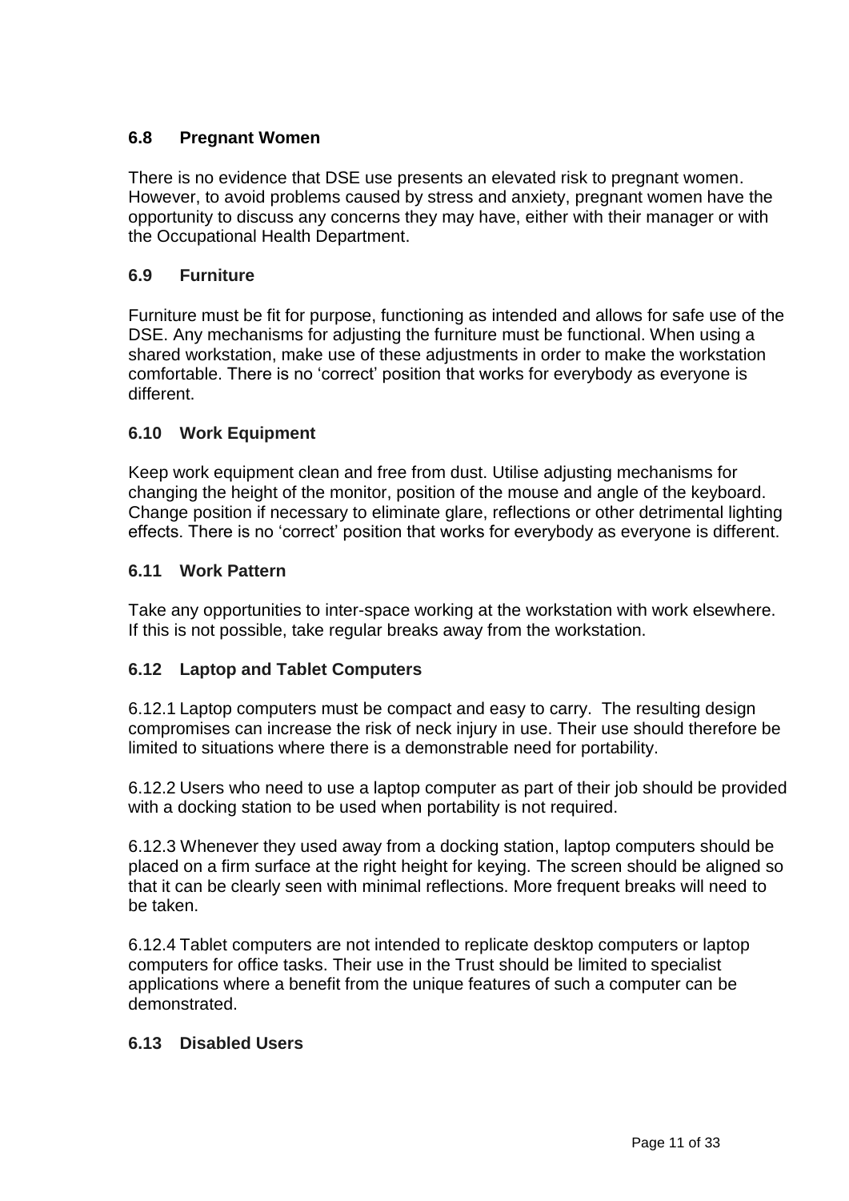### 6.8 Pregnant Women

There is no evidence that DSE use presents an elevated risk to pregnant women. However, to avoid problems caused by stress and anxiety, pregnant women have the opportunity to discuss any concerns they may have, either with their manager or with the Occupational Health Department.

### 6.9 Furniture

Furniture must be fit for purpose, functioning as intended and allows for safe use of the DSE. Any mechanisms for adjusting the furniture must be functional. When using a shared workstation, make use of these adjustments in order to make the workstation comfortable. There is no 'correct' position that works for everybody as everyone is different.

### 6.10 Work Equipment

Keep work equipment clean and free from dust. Utilise adjusting mechanisms for changing the height of the monitor, position of the mouse and angle of the keyboard. Change position if necessary to eliminate glare, reflections or other detrimental lighting effects. There is no 'correct' position that works for everybody as everyone is different.

### 6.11 Work Pattern

Take any opportunities to inter-space working at the workstation with work elsewhere. If this is not possible, take regular breaks away from the workstation.

### 6.12 Laptop and Tablet Computers

6.12.1 Laptop computers must be compact and easy to carry. The resulting design compromises can increase the risk of neck injury in use. Their use should therefore be limited to situations where there is a demonstrable need for portability.

6.12.2 Users who need to use a laptop computer as part of their job should be provided with a docking station to be used when portability is not required.

6.12.3 Whenever they used away from a docking station, laptop computers should be placed on a firm surface at the right height for keying. The screen should be aligned so that it can be clearly seen with minimal reflections. More frequent breaks will need to be taken.

6.12.4 Tablet computers are not intended to replicate desktop computers or laptop computers for office tasks. Their use in the Trust should be limited to specialist applications where a benefit from the unique features of such a computer can be demonstrated.

### 6.13 Disabled Users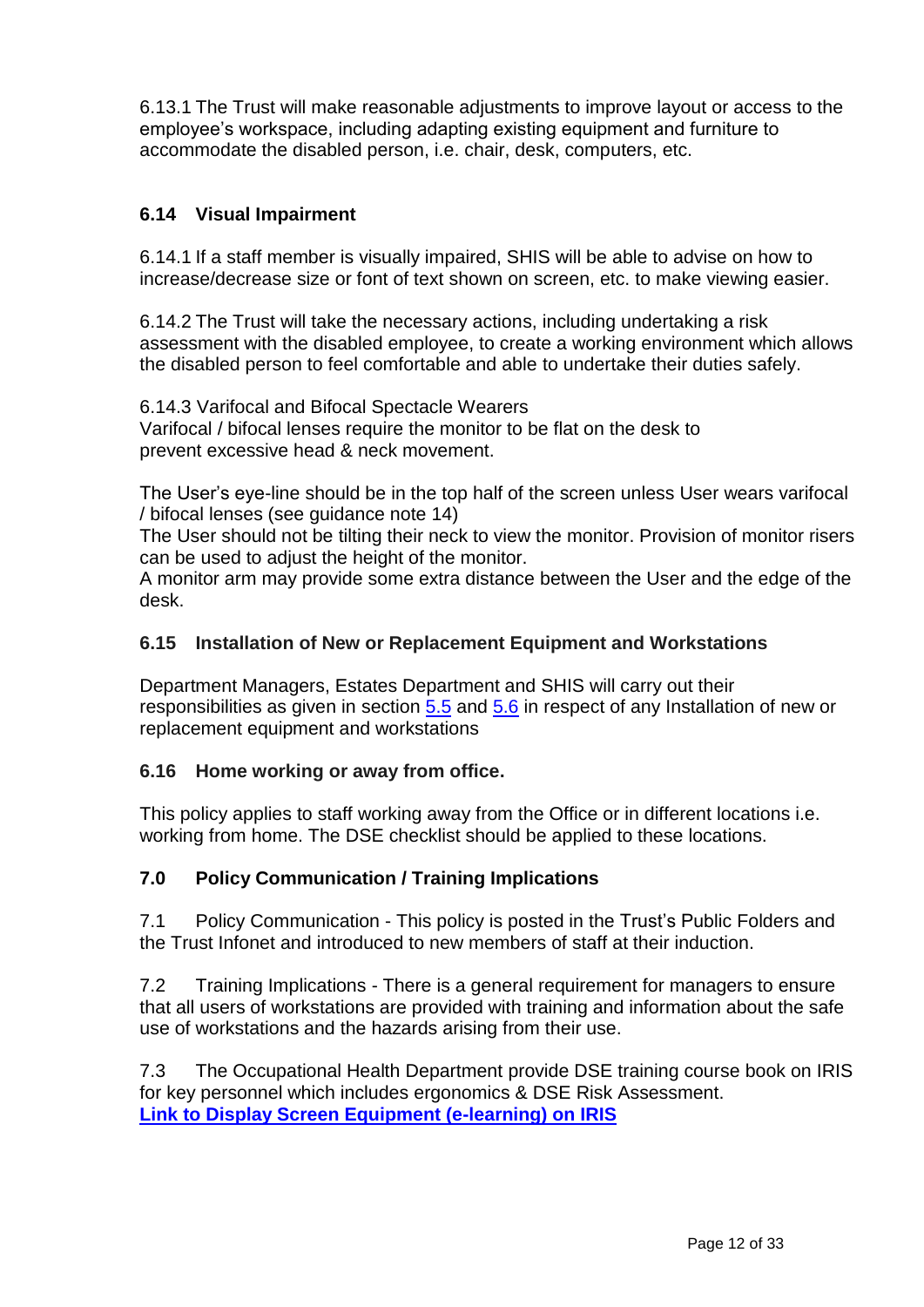6.13.1 The Trust will make reasonable adjustments to improve layout or access to the employee's workspace, including adapting existing equipment and furniture to accommodate the disabled person, i.e. chair, desk, computers, etc.

### 6.14 Visual Impairment

6.14.1 If a staff member is visually impaired, SHIS will be able to advise on how to increase/decrease size or font of text shown on screen, etc. to make viewing easier.

6.14.2 The Trust will take the necessary actions, including undertaking a risk assessment with the disabled employee, to create a working environment which allows the disabled person to feel comfortable and able to undertake their duties safely.

6.14.3 Varifocal and Bifocal Spectacle Wearers
Varifocal / bifocal lenses require the monitor to be flat on the desk to prevent excessive head & neck movement.

The User's eye-line should be in the top half of the screen unless User wears varifocal / bifocal lenses (see guidance note 14)
The User should not be tilting their neck to view the monitor. Provision of monitor risers can be used to adjust the height of the monitor.
A monitor arm may provide some extra distance between the User and the edge of the desk.

### 6.15 Installation of New or Replacement Equipment and Workstations

Department Managers, Estates Department and SHIS will carry out their responsibilities as given in section 5.5 and 5.6 in respect of any Installation of new or replacement equipment and workstations

### 6.16 Home working or away from office.

This policy applies to staff working away from the Office or in different locations i.e. working from home. The DSE checklist should be applied to these locations.

## 7.0 Policy Communication / Training Implications

7.1 Policy Communication - This policy is posted in the Trust's Public Folders and the Trust Infonet and introduced to new members of staff at their induction.

7.2 Training Implications - There is a general requirement for managers to ensure that all users of workstations are provided with training and information about the safe use of workstations and the hazards arising from their use.

7.3 The Occupational Health Department provide DSE training course book on IRIS for key personnel which includes ergonomics & DSE Risk Assessment.
**Link to Display Screen Equipment (e-learning) on IRIS**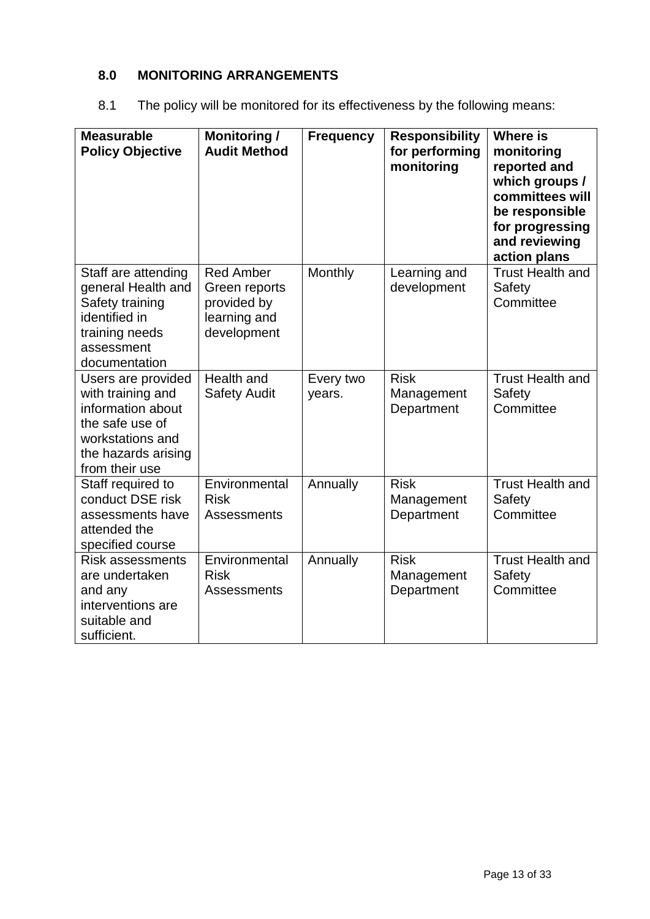## 8.0 MONITORING ARRANGEMENTS

8.1 The policy will be monitored for its effectiveness by the following means:

| Measurable Policy Objective | Monitoring / Audit Method | Frequency | Responsibility for performing monitoring | Where is monitoring reported and which groups / committees will be responsible for progressing and reviewing action plans |
|---|---|---|---|---|
| Staff are attending general Health and Safety training identified in training needs assessment documentation | Red Amber Green reports provided by learning and development | Monthly | Learning and development | Trust Health and Safety Committee |
| Users are provided with training and information about the safe use of workstations and the hazards arising from their use | Health and Safety Audit | Every two years. | Risk Management Department | Trust Health and Safety Committee |
| Staff required to conduct DSE risk assessments have attended the specified course | Environmental Risk Assessments | Annually | Risk Management Department | Trust Health and Safety Committee |
| Risk assessments are undertaken and any interventions are suitable and sufficient. | Environmental Risk Assessments | Annually | Risk Management Department | Trust Health and Safety Committee |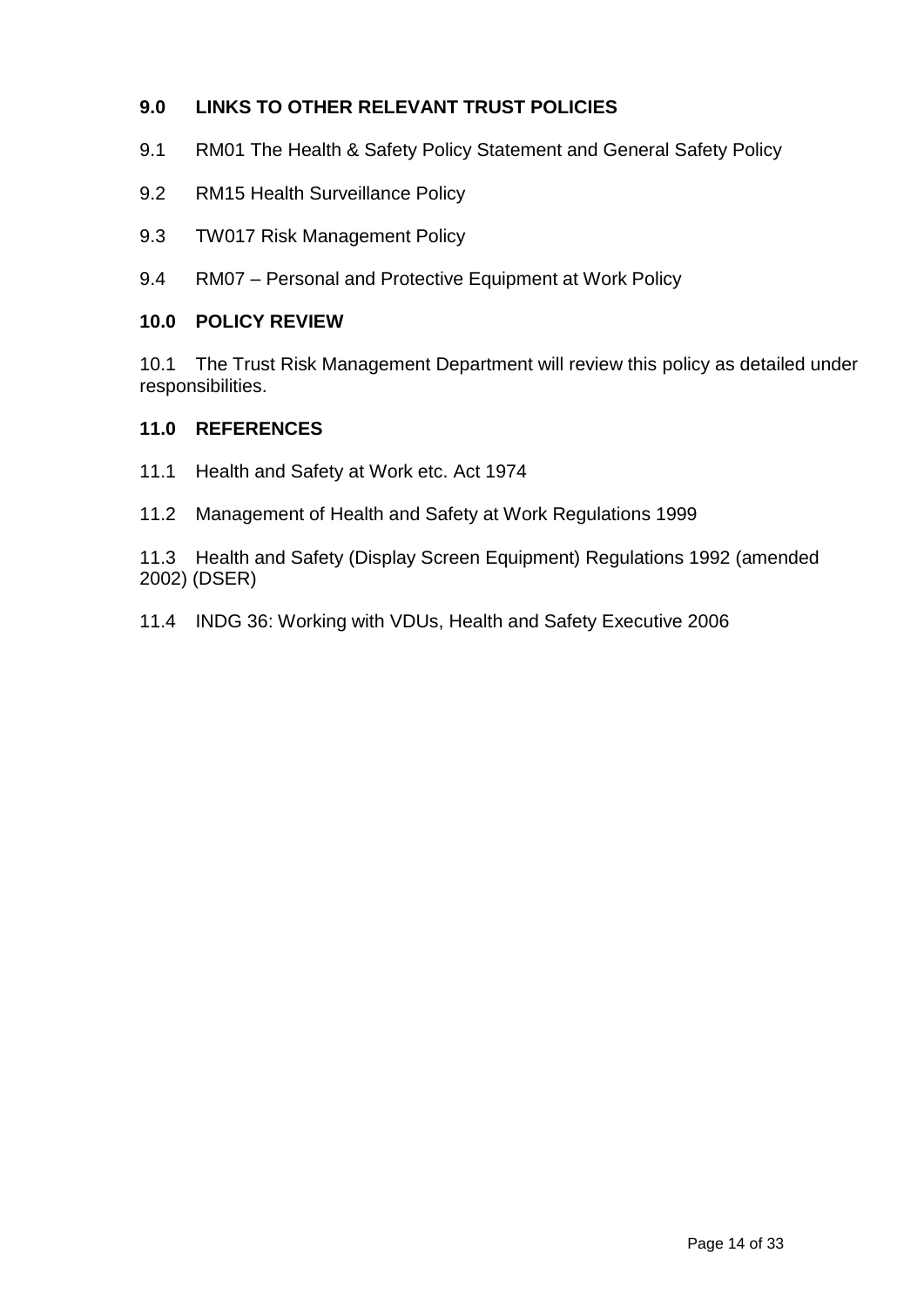## 9.0 LINKS TO OTHER RELEVANT TRUST POLICIES

9.1 RM01 The Health & Safety Policy Statement and General Safety Policy

9.2 RM15 Health Surveillance Policy

9.3 TW017 Risk Management Policy

9.4 RM07 – Personal and Protective Equipment at Work Policy

## 10.0 POLICY REVIEW

10.1 The Trust Risk Management Department will review this policy as detailed under responsibilities.

## 11.0 REFERENCES

11.1 Health and Safety at Work etc. Act 1974

11.2 Management of Health and Safety at Work Regulations 1999

11.3 Health and Safety (Display Screen Equipment) Regulations 1992 (amended 2002) (DSER)

11.4 INDG 36: Working with VDUs, Health and Safety Executive 2006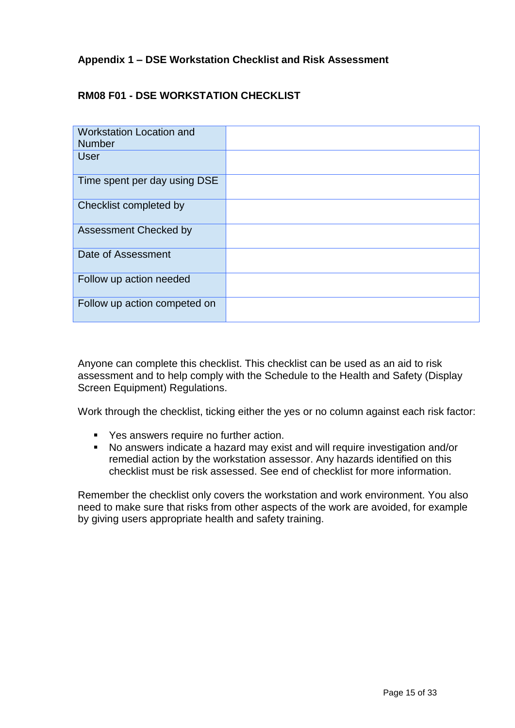**Appendix 1 – DSE Workstation Checklist and Risk Assessment**

**RM08 F01 - DSE WORKSTATION CHECKLIST**

| | |
|---|---|
| Workstation Location and Number | |
| User | |
| Time spent per day using DSE | |
| Checklist completed by | |
| Assessment Checked by | |
| Date of Assessment | |
| Follow up action needed | |
| Follow up action competed on | |

Anyone can complete this checklist. This checklist can be used as an aid to risk assessment and to help comply with the Schedule to the Health and Safety (Display Screen Equipment) Regulations.

Work through the checklist, ticking either the yes or no column against each risk factor:

- Yes answers require no further action.
- No answers indicate a hazard may exist and will require investigation and/or remedial action by the workstation assessor. Any hazards identified on this checklist must be risk assessed. See end of checklist for more information.

Remember the checklist only covers the workstation and work environment. You also need to make sure that risks from other aspects of the work are avoided, for example by giving users appropriate health and safety training.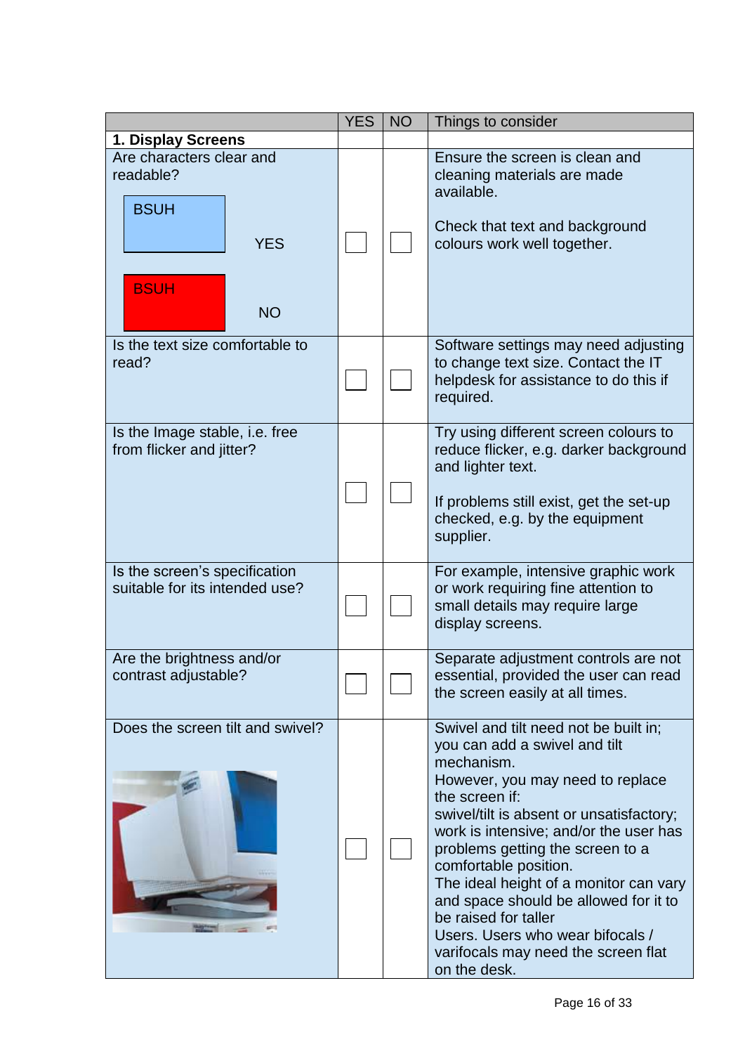| | YES | NO | Things to consider |
|---|---|---|---|
| **1. Display Screens** | | | |
| Are characters clear and readable? BSUH YES BSUH NO | ☐ | ☐ | Ensure the screen is clean and cleaning materials are made available. Check that text and background colours work well together. |
| Is the text size comfortable to read? | ☐ | ☐ | Software settings may need adjusting to change text size. Contact the IT helpdesk for assistance to do this if required. |
| Is the Image stable, i.e. free from flicker and jitter? | ☐ | ☐ | Try using different screen colours to reduce flicker, e.g. darker background and lighter text. If problems still exist, get the set-up checked, e.g. by the equipment supplier. |
| Is the screen's specification suitable for its intended use? | ☐ | ☐ | For example, intensive graphic work or work requiring fine attention to small details may require large display screens. |
| Are the brightness and/or contrast adjustable? | ☐ | ☐ | Separate adjustment controls are not essential, provided the user can read the screen easily at all times. |
| Does the screen tilt and swivel? | ☐ | ☐ | Swivel and tilt need not be built in; you can add a swivel and tilt mechanism. However, you may need to replace the screen if: swivel/tilt is absent or unsatisfactory; work is intensive; and/or the user has problems getting the screen to a comfortable position. The ideal height of a monitor can vary and space should be allowed for it to be raised for taller Users. Users who wear bifocals / varifocals may need the screen flat on the desk. |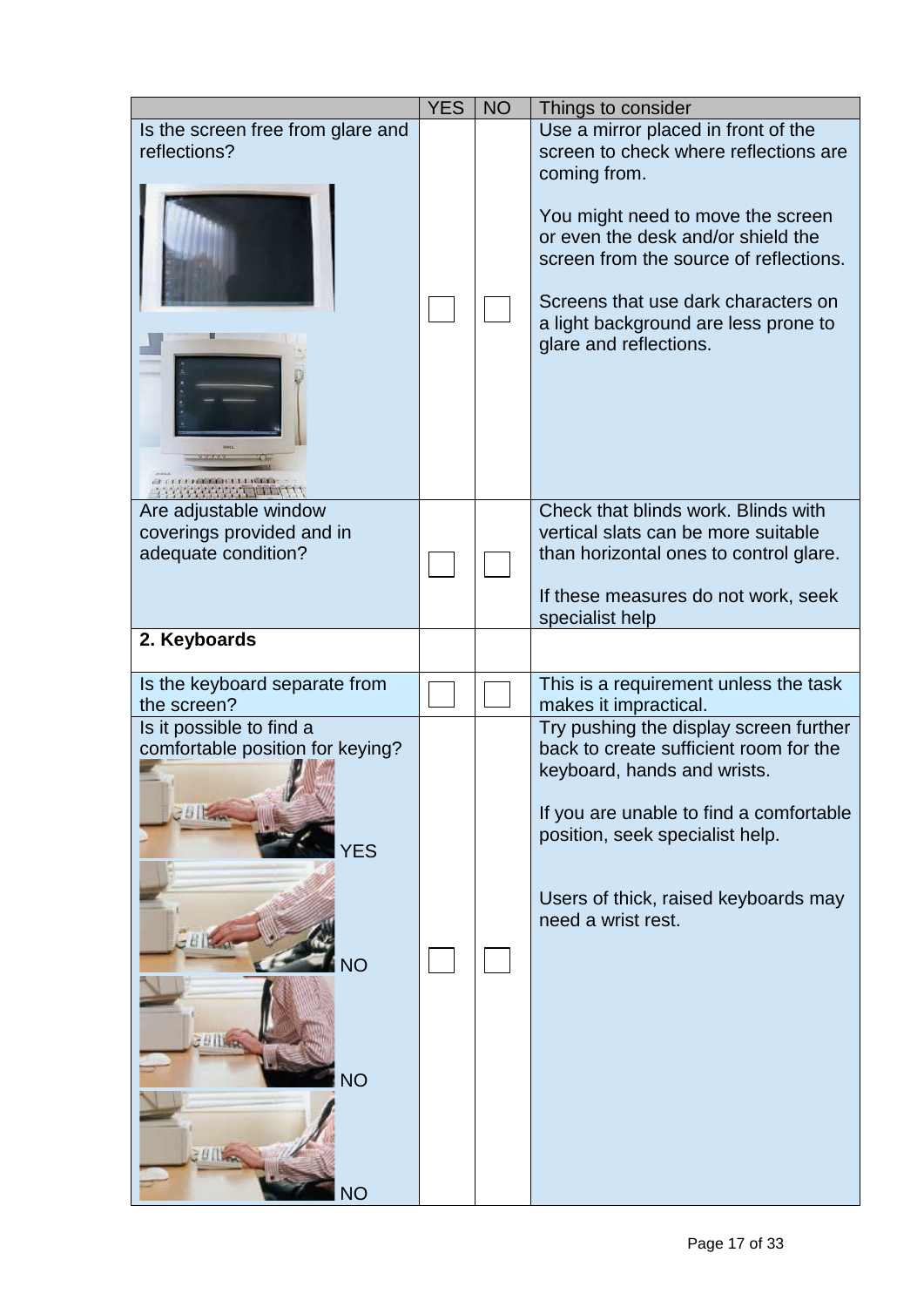| | YES | NO | Things to consider |
|---|---|---|---|
| Is the screen free from glare and reflections? | ☐ | ☐ | Use a mirror placed in front of the screen to check where reflections are coming from.<br><br>You might need to move the screen or even the desk and/or shield the screen from the source of reflections.<br><br>Screens that use dark characters on a light background are less prone to glare and reflections. |
| Are adjustable window coverings provided and in adequate condition? | ☐ | ☐ | Check that blinds work. Blinds with vertical slats can be more suitable than horizontal ones to control glare.<br><br>If these measures do not work, seek specialist help |
| **2. Keyboards** | | | |
| Is the keyboard separate from the screen? | ☐ | ☐ | This is a requirement unless the task makes it impractical. |
| Is it possible to find a comfortable position for keying?<br><br>YES<br><br>NO<br><br>NO<br><br>NO | ☐ | ☐ | Try pushing the display screen further back to create sufficient room for the keyboard, hands and wrists.<br><br>If you are unable to find a comfortable position, seek specialist help.<br><br>Users of thick, raised keyboards may need a wrist rest. |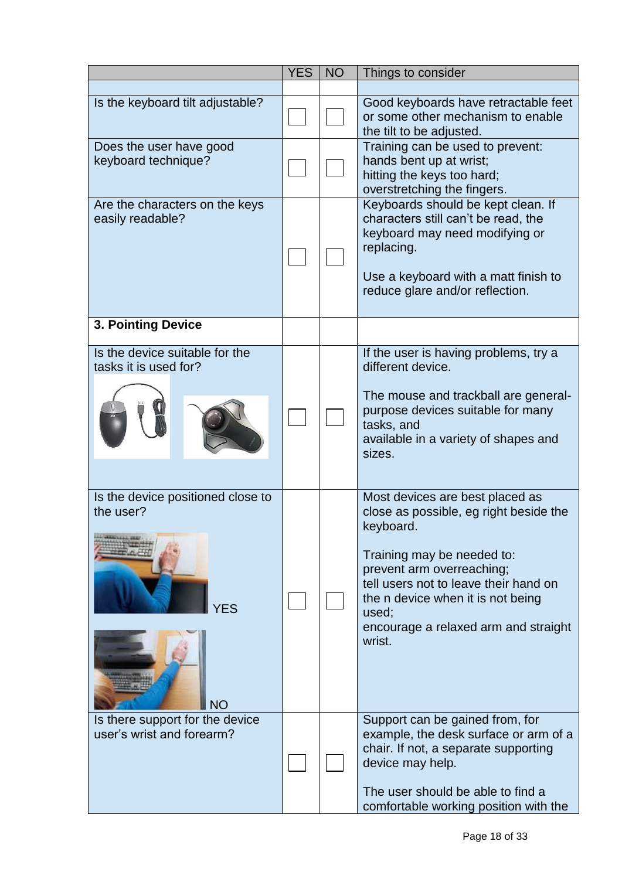| | YES | NO | Things to consider |
|---|---|---|---|
| | | | |
| Is the keyboard tilt adjustable? | ☐ | ☐ | Good keyboards have retractable feet or some other mechanism to enable the tilt to be adjusted. |
| Does the user have good keyboard technique? | ☐ | ☐ | Training can be used to prevent: hands bent up at wrist; hitting the keys too hard; overstretching the fingers. |
| Are the characters on the keys easily readable? | ☐ | ☐ | Keyboards should be kept clean. If characters still can't be read, the keyboard may need modifying or replacing. <br><br> Use a keyboard with a matt finish to reduce glare and/or reflection. |
| **3. Pointing Device** | | | |
| Is the device suitable for the tasks it is used for? | ☐ | ☐ | If the user is having problems, try a different device. <br><br> The mouse and trackball are general-purpose devices suitable for many tasks, and available in a variety of shapes and sizes. |
| Is the device positioned close to the user? <br><br> YES <br><br> NO | ☐ | ☐ | Most devices are best placed as close as possible, eg right beside the keyboard. <br><br> Training may be needed to: prevent arm overreaching; tell users not to leave their hand on the n device when it is not being used; encourage a relaxed arm and straight wrist. |
| Is there support for the device user's wrist and forearm? | ☐ | ☐ | Support can be gained from, for example, the desk surface or arm of a chair. If not, a separate supporting device may help. <br><br> The user should be able to find a comfortable working position with the |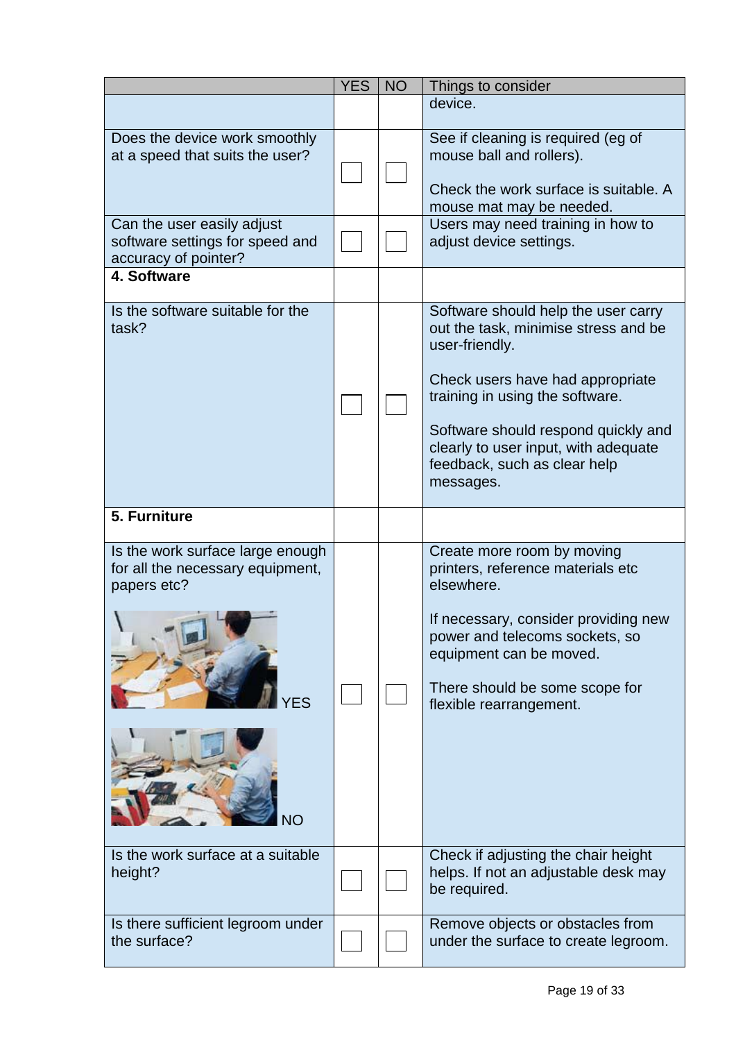| | YES | NO | Things to consider |
|---|---|---|---|
| | | | device. |
| Does the device work smoothly at a speed that suits the user? | ☐ | ☐ | See if cleaning is required (eg of mouse ball and rollers).<br><br>Check the work surface is suitable. A mouse mat may be needed. |
| Can the user easily adjust software settings for speed and accuracy of pointer? | ☐ | ☐ | Users may need training in how to adjust device settings. |
| **4. Software** | | | |
| Is the software suitable for the task? | ☐ | ☐ | Software should help the user carry out the task, minimise stress and be user-friendly.<br><br>Check users have had appropriate training in using the software.<br><br>Software should respond quickly and clearly to user input, with adequate feedback, such as clear help messages. |
| **5. Furniture** | | | |
| Is the work surface large enough for all the necessary equipment, papers etc?<br><br>YES<br><br>NO | ☐ | ☐ | Create more room by moving printers, reference materials etc elsewhere.<br><br>If necessary, consider providing new power and telecoms sockets, so equipment can be moved.<br><br>There should be some scope for flexible rearrangement. |
| Is the work surface at a suitable height? | ☐ | ☐ | Check if adjusting the chair height helps. If not an adjustable desk may be required. |
| Is there sufficient legroom under the surface? | ☐ | ☐ | Remove objects or obstacles from under the surface to create legroom. |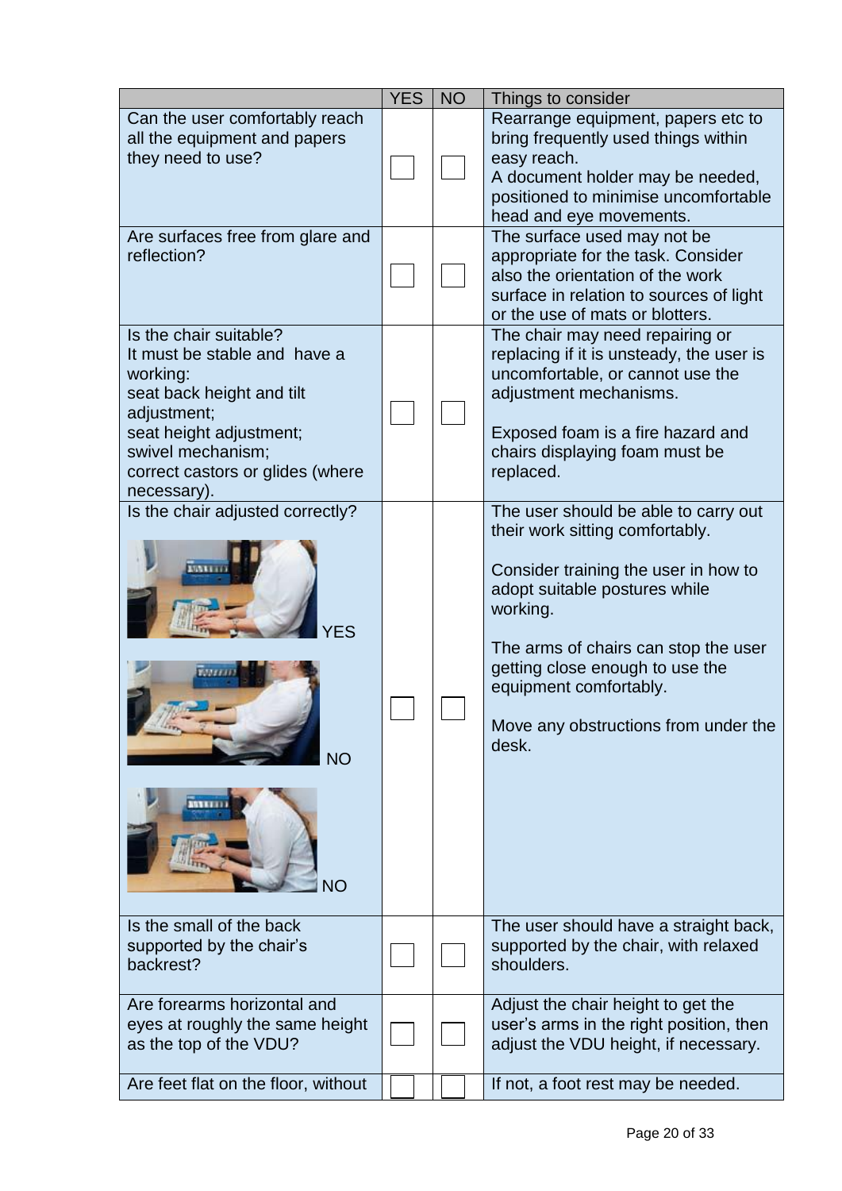| | YES | NO | Things to consider |
|---|---|---|---|
| Can the user comfortably reach all the equipment and papers they need to use? | ☐ | ☐ | Rearrange equipment, papers etc to bring frequently used things within easy reach.<br>A document holder may be needed, positioned to minimise uncomfortable head and eye movements. |
| Are surfaces free from glare and reflection? | ☐ | ☐ | The surface used may not be appropriate for the task. Consider also the orientation of the work surface in relation to sources of light or the use of mats or blotters. |
| Is the chair suitable?<br>It must be stable and have a working:<br>seat back height and tilt adjustment;<br>seat height adjustment;<br>swivel mechanism;<br>correct castors or glides (where necessary). | ☐ | ☐ | The chair may need repairing or replacing if it is unsteady, the user is uncomfortable, or cannot use the adjustment mechanisms.<br><br>Exposed foam is a fire hazard and chairs displaying foam must be replaced. |
| Is the chair adjusted correctly?<br><br>YES<br><br>NO<br><br>NO | ☐ | ☐ | The user should be able to carry out their work sitting comfortably.<br><br>Consider training the user in how to adopt suitable postures while working.<br><br>The arms of chairs can stop the user getting close enough to use the equipment comfortably.<br><br>Move any obstructions from under the desk. |
| Is the small of the back supported by the chair's backrest? | ☐ | ☐ | The user should have a straight back, supported by the chair, with relaxed shoulders. |
| Are forearms horizontal and eyes at roughly the same height as the top of the VDU? | ☐ | ☐ | Adjust the chair height to get the user's arms in the right position, then adjust the VDU height, if necessary. |
| Are feet flat on the floor, without | ☐ | ☐ | If not, a foot rest may be needed. |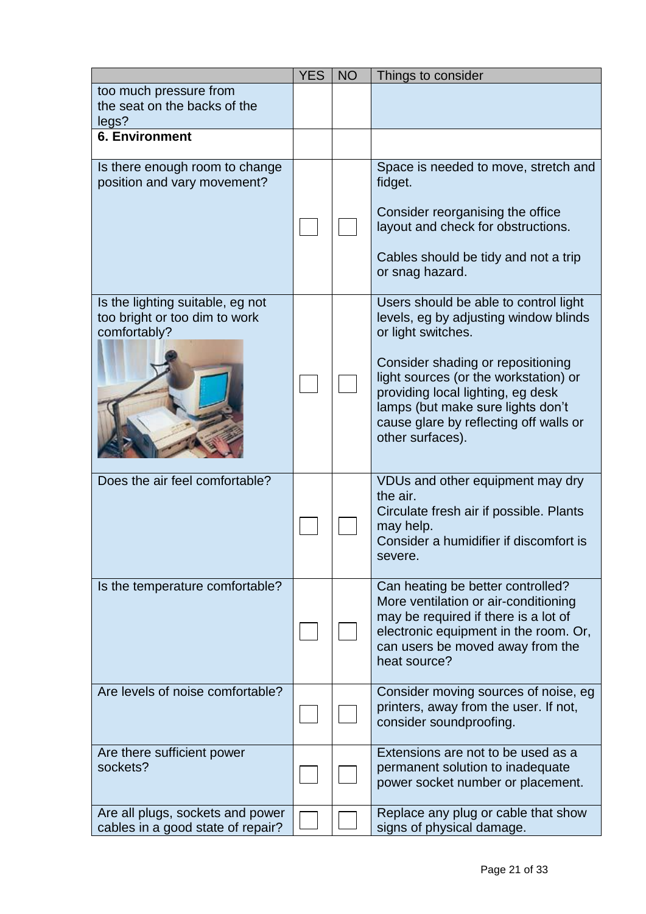| | YES | NO | Things to consider |
|---|---|---|---|
| too much pressure from the seat on the backs of the legs? | | | |
| **6. Environment** | | | |
| Is there enough room to change position and vary movement? | ☐ | ☐ | Space is needed to move, stretch and fidget. Consider reorganising the office layout and check for obstructions. Cables should be tidy and not a trip or snag hazard. |
| Is the lighting suitable, eg not too bright or too dim to work comfortably? | ☐ | ☐ | Users should be able to control light levels, eg by adjusting window blinds or light switches. Consider shading or repositioning light sources (or the workstation) or providing local lighting, eg desk lamps (but make sure lights don't cause glare by reflecting off walls or other surfaces). |
| Does the air feel comfortable? | ☐ | ☐ | VDUs and other equipment may dry the air. Circulate fresh air if possible. Plants may help. Consider a humidifier if discomfort is severe. |
| Is the temperature comfortable? | ☐ | ☐ | Can heating be better controlled? More ventilation or air-conditioning may be required if there is a lot of electronic equipment in the room. Or, can users be moved away from the heat source? |
| Are levels of noise comfortable? | ☐ | ☐ | Consider moving sources of noise, eg printers, away from the user. If not, consider soundproofing. |
| Are there sufficient power sockets? | ☐ | ☐ | Extensions are not to be used as a permanent solution to inadequate power socket number or placement. |
| Are all plugs, sockets and power cables in a good state of repair? | ☐ | ☐ | Replace any plug or cable that show signs of physical damage. |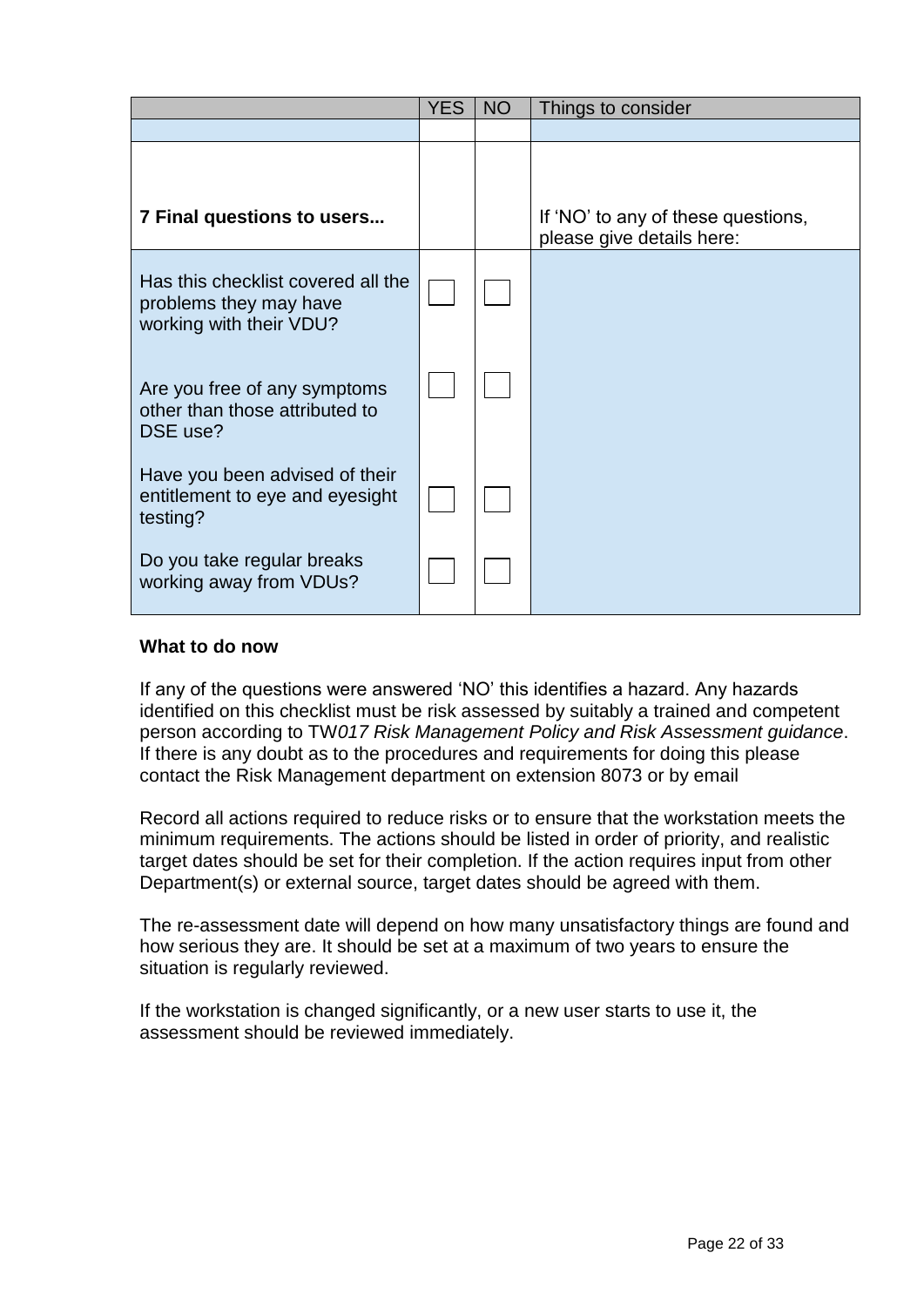| | YES | NO | Things to consider |
|---|---|---|---|
| | | | |
| **7 Final questions to users...** | | | If 'NO' to any of these questions, please give details here: |
| Has this checklist covered all the problems they may have working with their VDU? | ☐ | ☐ | |
| Are you free of any symptoms other than those attributed to DSE use? | ☐ | ☐ | |
| Have you been advised of their entitlement to eye and eyesight testing? | ☐ | ☐ | |
| Do you take regular breaks working away from VDUs? | ☐ | ☐ | |

**What to do now**

If any of the questions were answered 'NO' this identifies a hazard. Any hazards identified on this checklist must be risk assessed by suitably a trained and competent person according to TW*017 Risk Management Policy and Risk Assessment guidance*. If there is any doubt as to the procedures and requirements for doing this please contact the Risk Management department on extension 8073 or by email

Record all actions required to reduce risks or to ensure that the workstation meets the minimum requirements. The actions should be listed in order of priority, and realistic target dates should be set for their completion. If the action requires input from other Department(s) or external source, target dates should be agreed with them.

The re-assessment date will depend on how many unsatisfactory things are found and how serious they are. It should be set at a maximum of two years to ensure the situation is regularly reviewed.

If the workstation is changed significantly, or a new user starts to use it, the assessment should be reviewed immediately.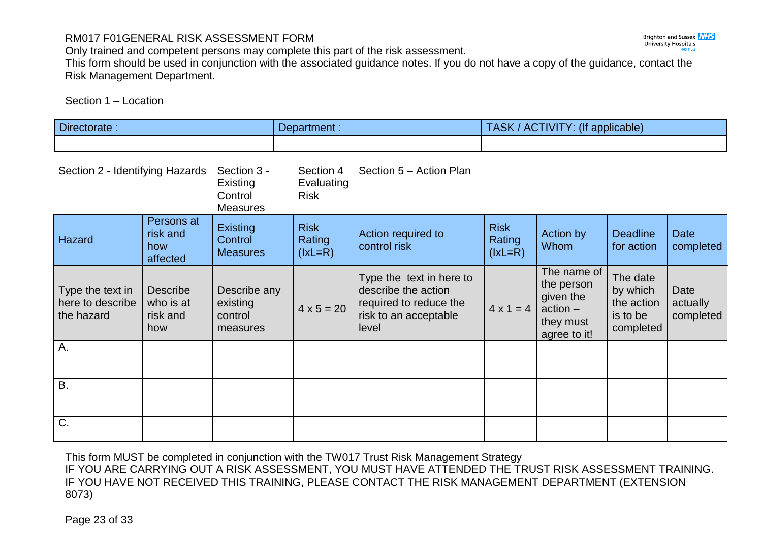RM017 F01GENERAL RISK ASSESSMENT FORM

Only trained and competent persons may complete this part of the risk assessment.

This form should be used in conjunction with the associated guidance notes. If you do not have a copy of the guidance, contact the Risk Management Department.

Section 1 – Location

| Directorate : | Department : | TASK / ACTIVITY: (If applicable) |
|---|---|---|
| | | |

| Section 2 - Identifying Hazards | | Section 3 - Existing Control Measures | Section 4 Evaluating Risk | Section 5 – Action Plan | | | | |
|---|---|---|---|---|---|---|---|---|
| Hazard | Persons at risk and how affected | Existing Control Measures | Risk Rating (IxL=R) | Action required to control risk | Risk Rating (IxL=R) | Action by Whom | Deadline for action | Date completed |
| Type the text in here to describe the hazard | Describe who is at risk and how | Describe any existing control measures | 4 x 5 = 20 | Type the text in here to describe the action required to reduce the risk to an acceptable level | 4 x 1 = 4 | The name of the person given the action – they must agree to it! | The date by which the action is to be completed | Date actually completed |
| A. | | | | | | | | |
| B. | | | | | | | | |
| C. | | | | | | | | |

This form MUST be completed in conjunction with the TW017 Trust Risk Management Strategy

IF YOU ARE CARRYING OUT A RISK ASSESSMENT, YOU MUST HAVE ATTENDED THE TRUST RISK ASSESSMENT TRAINING. IF YOU HAVE NOT RECEIVED THIS TRAINING, PLEASE CONTACT THE RISK MANAGEMENT DEPARTMENT (EXTENSION 8073)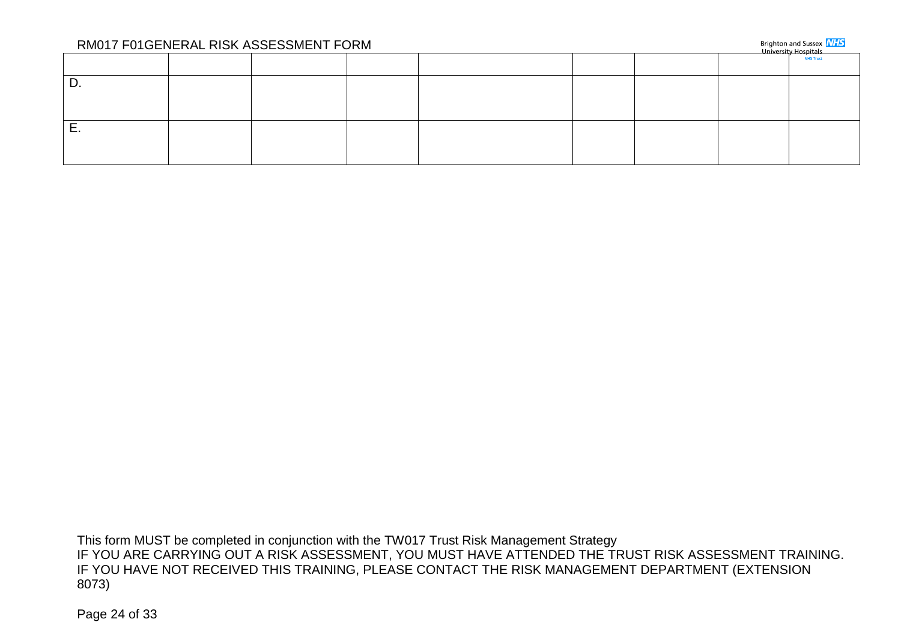| | | | | | | | | |
|---|---|---|---|---|---|---|---|---|
| D. | | | | | | | | |
| E. | | | | | | | | |

This form MUST be completed in conjunction with the TW017 Trust Risk Management Strategy
IF YOU ARE CARRYING OUT A RISK ASSESSMENT, YOU MUST HAVE ATTENDED THE TRUST RISK ASSESSMENT TRAINING. IF YOU HAVE NOT RECEIVED THIS TRAINING, PLEASE CONTACT THE RISK MANAGEMENT DEPARTMENT (EXTENSION 8073)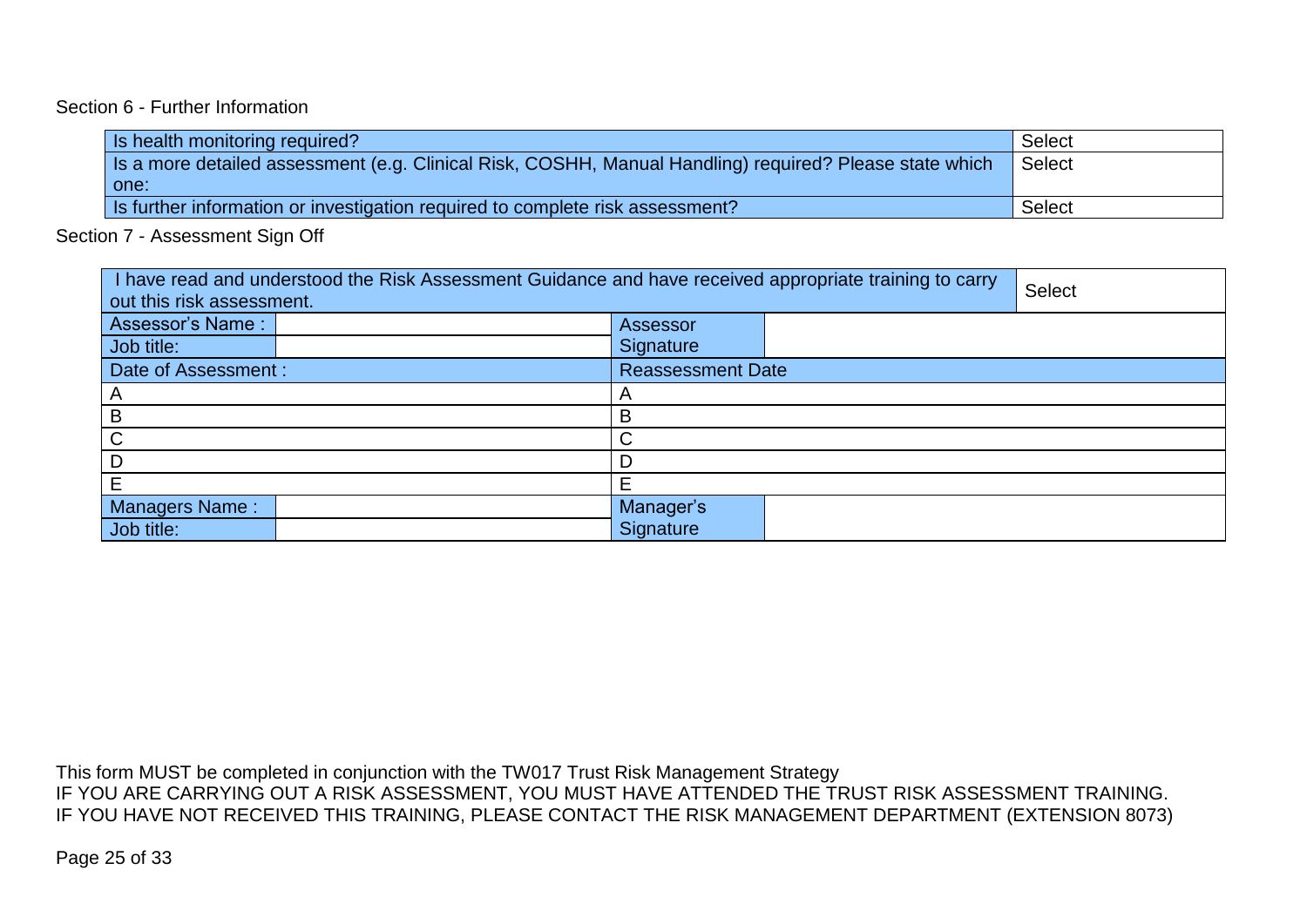Section 6 - Further Information

| Is health monitoring required? | Select |
|---|---|
| Is a more detailed assessment (e.g. Clinical Risk, COSHH, Manual Handling) required? Please state which one: | Select |
| Is further information or investigation required to complete risk assessment? | Select |

Section 7 - Assessment Sign Off

| I have read and understood the Risk Assessment Guidance and have received appropriate training to carry out this risk assessment. | | | | Select |
|---|---|---|---|---|
| Assessor's Name : | | Assessor Signature | | |
| Job title: | | | | |
| Date of Assessment : | | Reassessment Date | | |
| A | | A | | |
| B | | B | | |
| C | | C | | |
| D | | D | | |
| E | | E | | |
| Managers Name : | | Manager's Signature | | |
| Job title: | | | | |

This form MUST be completed in conjunction with the TW017 Trust Risk Management Strategy
IF YOU ARE CARRYING OUT A RISK ASSESSMENT, YOU MUST HAVE ATTENDED THE TRUST RISK ASSESSMENT TRAINING.
IF YOU HAVE NOT RECEIVED THIS TRAINING, PLEASE CONTACT THE RISK MANAGEMENT DEPARTMENT (EXTENSION 8073)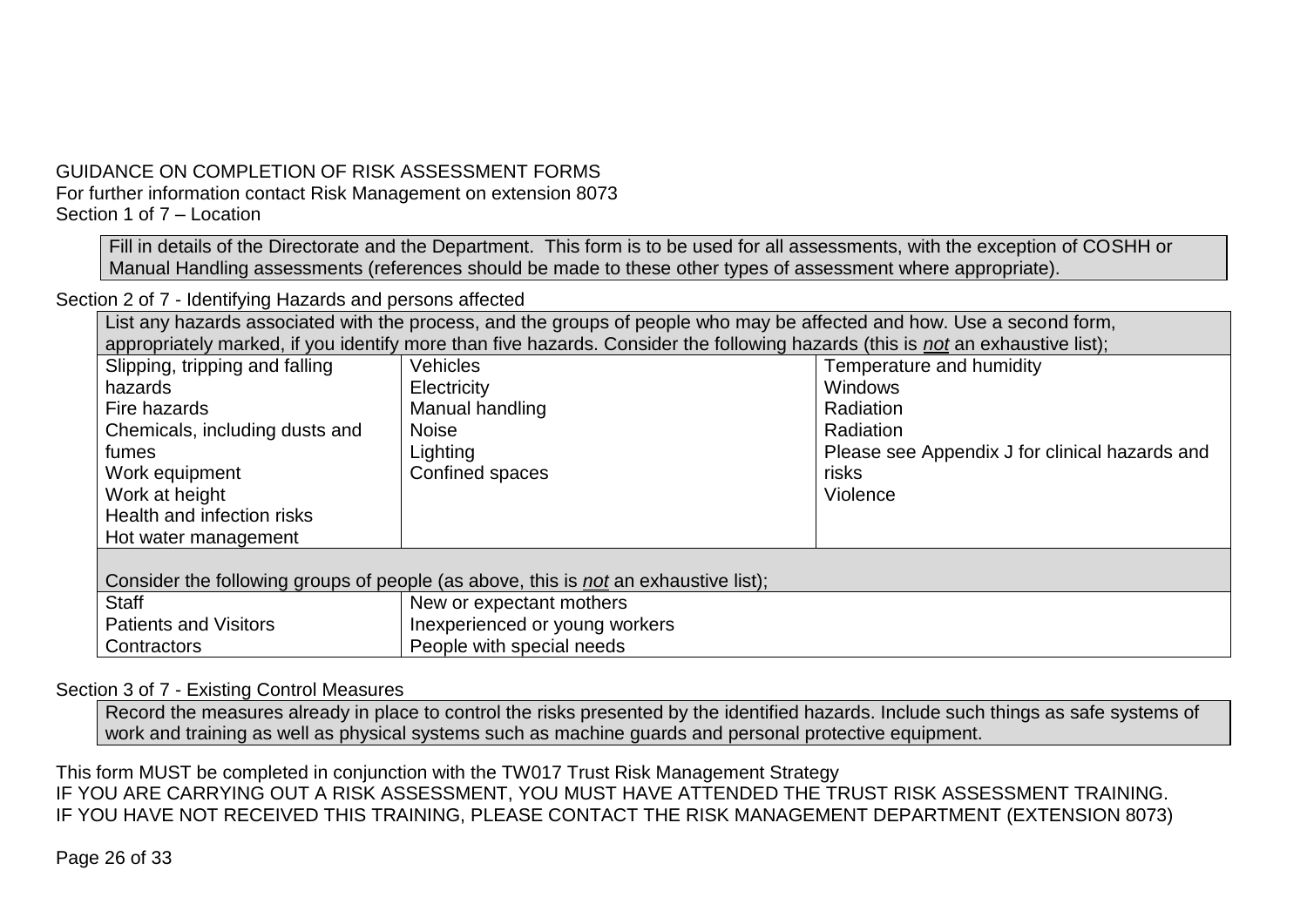GUIDANCE ON COMPLETION OF RISK ASSESSMENT FORMS
For further information contact Risk Management on extension 8073
Section 1 of 7 – Location

Fill in details of the Directorate and the Department. This form is to be used for all assessments, with the exception of COSHH or Manual Handling assessments (references should be made to these other types of assessment where appropriate).

Section 2 of 7 - Identifying Hazards and persons affected

List any hazards associated with the process, and the groups of people who may be affected and how. Use a second form, appropriately marked, if you identify more than five hazards. Consider the following hazards (this is *not* an exhaustive list);

| | | |
|---|---|---|
| Slipping, tripping and falling hazards<br>Fire hazards<br>Chemicals, including dusts and fumes<br>Work equipment<br>Work at height<br>Health and infection risks<br>Hot water management | Vehicles<br>Electricity<br>Manual handling<br>Noise<br>Lighting<br>Confined spaces | Temperature and humidity<br>Windows<br>Radiation<br>Radiation<br>Please see Appendix J for clinical hazards and risks<br>Violence |

Consider the following groups of people (as above, this is *not* an exhaustive list);

| | |
|---|---|
| Staff | New or expectant mothers |
| Patients and Visitors | Inexperienced or young workers |
| Contractors | People with special needs |

Section 3 of 7 - Existing Control Measures

Record the measures already in place to control the risks presented by the identified hazards. Include such things as safe systems of work and training as well as physical systems such as machine guards and personal protective equipment.

This form MUST be completed in conjunction with the TW017 Trust Risk Management Strategy
IF YOU ARE CARRYING OUT A RISK ASSESSMENT, YOU MUST HAVE ATTENDED THE TRUST RISK ASSESSMENT TRAINING.
IF YOU HAVE NOT RECEIVED THIS TRAINING, PLEASE CONTACT THE RISK MANAGEMENT DEPARTMENT (EXTENSION 8073)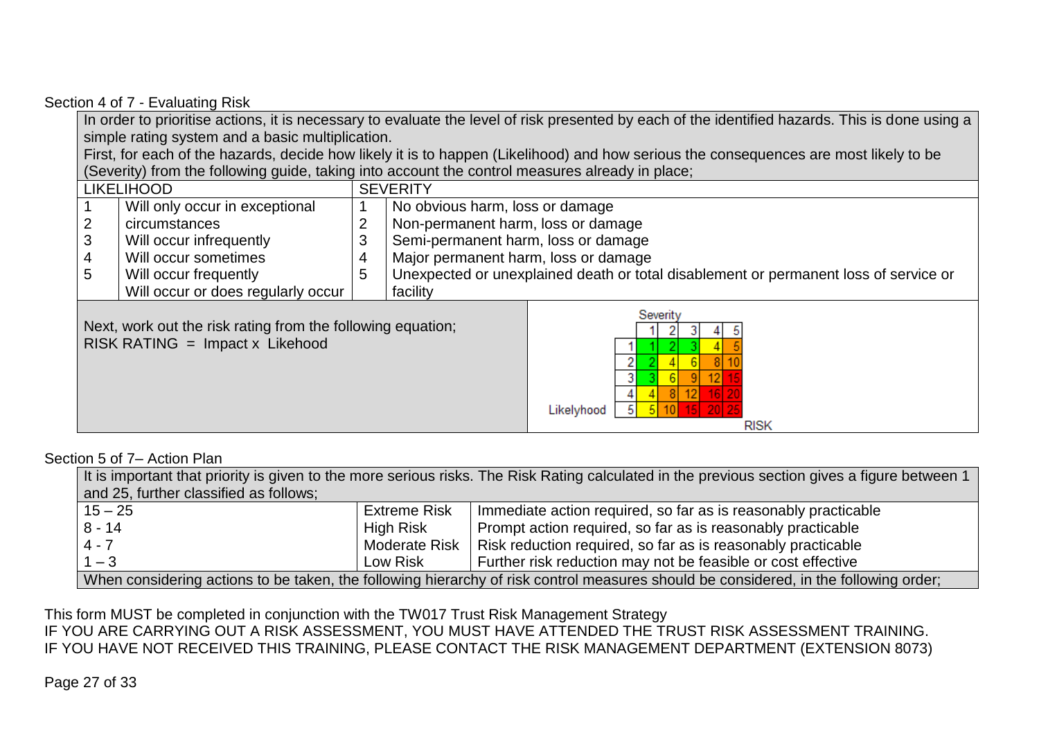Section 4 of 7 - Evaluating Risk

In order to prioritise actions, it is necessary to evaluate the level of risk presented by each of the identified hazards. This is done using a simple rating system and a basic multiplication.

First, for each of the hazards, decide how likely it is to happen (Likelihood) and how serious the consequences are most likely to be (Severity) from the following guide, taking into account the control measures already in place;

| LIKELIHOOD | | SEVERITY | |
|---|---|---|---|
| 1 | Will only occur in exceptional circumstances | 1 | No obvious harm, loss or damage |
| 2 | Will occur infrequently | 2 | Non-permanent harm, loss or damage |
| 3 | Will occur sometimes | 3 | Semi-permanent harm, loss or damage |
| 4 | Will occur frequently | 4 | Major permanent harm, loss or damage |
| 5 | Will occur or does regularly occur | 5 | Unexpected or unexplained death or total disablement or permanent loss of service or facility |

Next, work out the risk rating from the following equation;
RISK RATING = Impact x Likehood

| Likelyhood \ Severity | 1 | 2 | 3 | 4 | 5 |
|---|---|---|---|---|---|
| 1 | 1 | 2 | 3 | 4 | 5 |
| 2 | 2 | 4 | 6 | 8 | 10 |
| 3 | 3 | 6 | 9 | 12 | 15 |
| 4 | 4 | 8 | 12 | 16 | 20 |
| 5 | 5 | 10 | 15 | 20 | 25 |

RISK

Section 5 of 7– Action Plan

It is important that priority is given to the more serious risks. The Risk Rating calculated in the previous section gives a figure between 1 and 25, further classified as follows;

| | | |
|---|---|---|
| 15 – 25 | Extreme Risk | Immediate action required, so far as is reasonably practicable |
| 8 - 14 | High Risk | Prompt action required, so far as is reasonably practicable |
| 4 - 7 | Moderate Risk | Risk reduction required, so far as is reasonably practicable |
| 1 – 3 | Low Risk | Further risk reduction may not be feasible or cost effective |

When considering actions to be taken, the following hierarchy of risk control measures should be considered, in the following order;

This form MUST be completed in conjunction with the TW017 Trust Risk Management Strategy
IF YOU ARE CARRYING OUT A RISK ASSESSMENT, YOU MUST HAVE ATTENDED THE TRUST RISK ASSESSMENT TRAINING.
IF YOU HAVE NOT RECEIVED THIS TRAINING, PLEASE CONTACT THE RISK MANAGEMENT DEPARTMENT (EXTENSION 8073)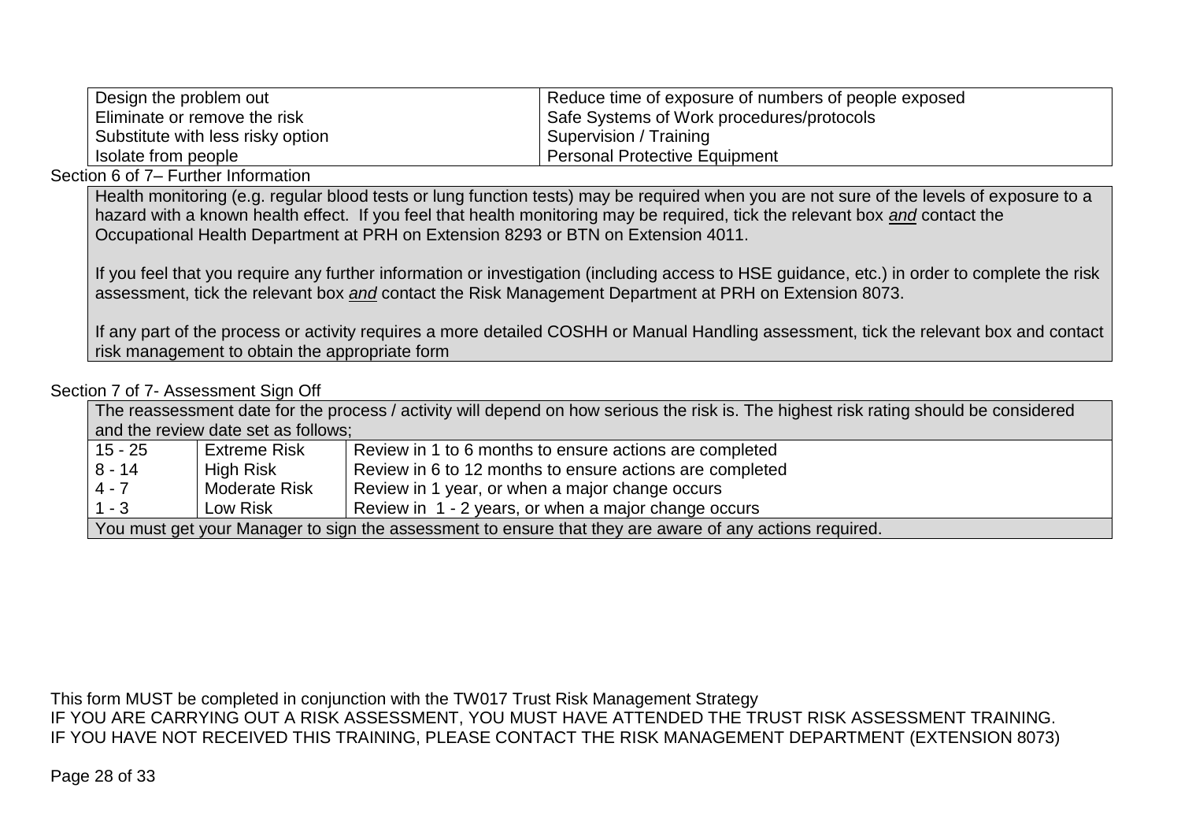| Design the problem out | Reduce time of exposure of numbers of people exposed |
|---|---|
| Eliminate or remove the risk | Safe Systems of Work procedures/protocols |
| Substitute with less risky option | Supervision / Training |
| Isolate from people | Personal Protective Equipment |

Section 6 of 7– Further Information

Health monitoring (e.g. regular blood tests or lung function tests) may be required when you are not sure of the levels of exposure to a hazard with a known health effect. If you feel that health monitoring may be required, tick the relevant box ***and*** contact the Occupational Health Department at PRH on Extension 8293 or BTN on Extension 4011.

If you feel that you require any further information or investigation (including access to HSE guidance, etc.) in order to complete the risk assessment, tick the relevant box ***and*** contact the Risk Management Department at PRH on Extension 8073.

If any part of the process or activity requires a more detailed COSHH or Manual Handling assessment, tick the relevant box and contact risk management to obtain the appropriate form

Section 7 of 7- Assessment Sign Off

| The reassessment date for the process / activity will depend on how serious the risk is. The highest risk rating should be considered and the review date set as follows; | | |
|---|---|---|
| 15 - 25 | Extreme Risk | Review in 1 to 6 months to ensure actions are completed |
| 8 - 14 | High Risk | Review in 6 to 12 months to ensure actions are completed |
| 4 - 7 | Moderate Risk | Review in 1 year, or when a major change occurs |
| 1 - 3 | Low Risk | Review in 1 - 2 years, or when a major change occurs |
| You must get your Manager to sign the assessment to ensure that they are aware of any actions required. | | |

This form MUST be completed in conjunction with the TW017 Trust Risk Management Strategy
IF YOU ARE CARRYING OUT A RISK ASSESSMENT, YOU MUST HAVE ATTENDED THE TRUST RISK ASSESSMENT TRAINING.
IF YOU HAVE NOT RECEIVED THIS TRAINING, PLEASE CONTACT THE RISK MANAGEMENT DEPARTMENT (EXTENSION 8073)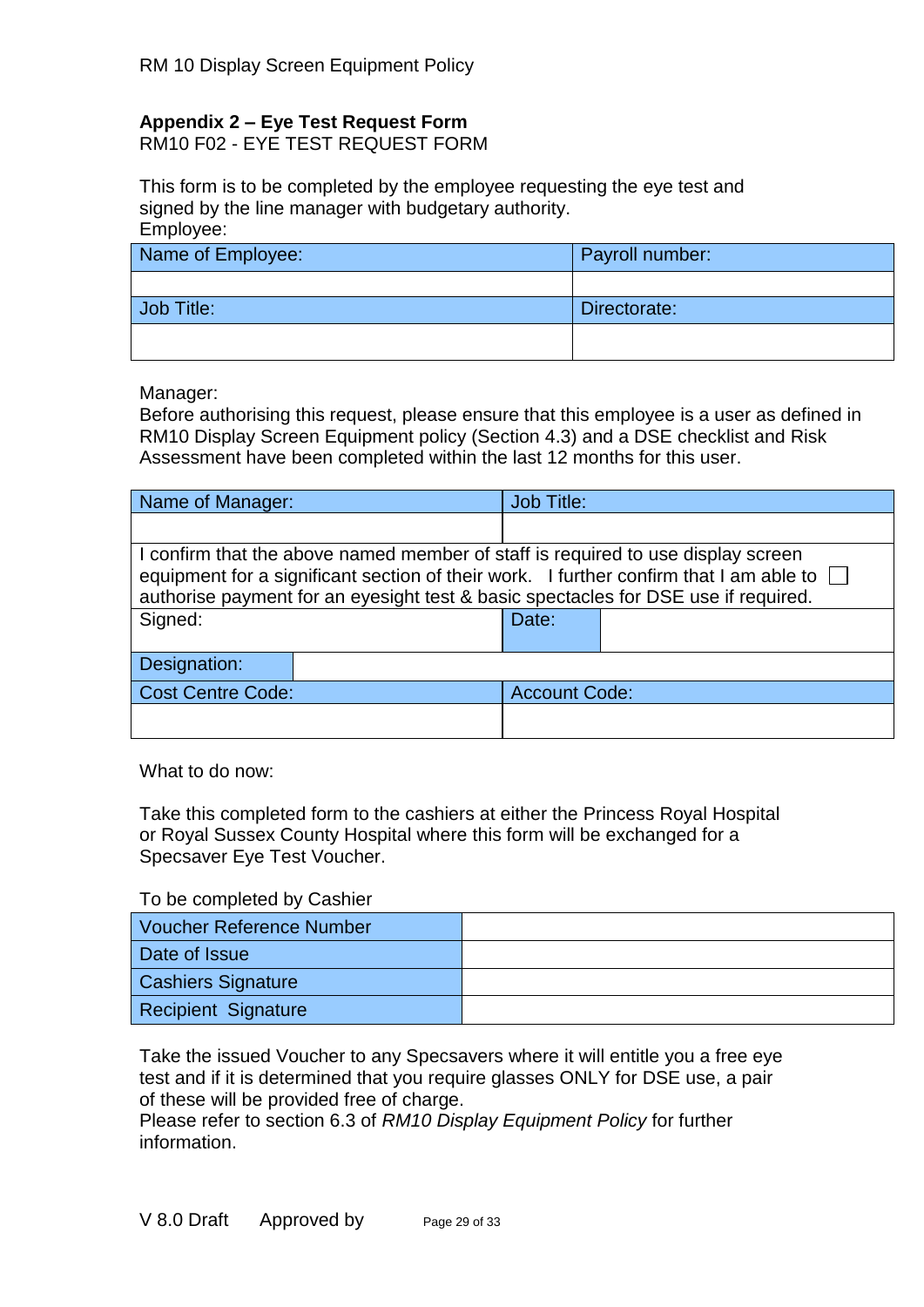## Appendix 2 – Eye Test Request Form

RM10 F02 - EYE TEST REQUEST FORM

This form is to be completed by the employee requesting the eye test and signed by the line manager with budgetary authority.

Employee:

| Name of Employee: | Payroll number: |
|---|---|
| | |
| **Job Title:** | **Directorate:** |
| | |

Manager:

Before authorising this request, please ensure that this employee is a user as defined in RM10 Display Screen Equipment policy (Section 4.3) and a DSE checklist and Risk Assessment have been completed within the last 12 months for this user.

| Name of Manager: | Job Title: | | |
|---|---|---|---|
| | | | |
| I confirm that the above named member of staff is required to use display screen equipment for a significant section of their work. I further confirm that I am able to authorise payment for an eyesight test & basic spectacles for DSE use if required. ☐ | | | |
| Signed: | | Date: | |
| Designation: | | | |
| Cost Centre Code: | | Account Code: | |
| | | | |

What to do now:

Take this completed form to the cashiers at either the Princess Royal Hospital or Royal Sussex County Hospital where this form will be exchanged for a Specsaver Eye Test Voucher.

To be completed by Cashier

| Voucher Reference Number | |
|---|---|
| Date of Issue | |
| Cashiers Signature | |
| Recipient Signature | |

Take the issued Voucher to any Specsavers where it will entitle you a free eye test and if it is determined that you require glasses ONLY for DSE use, a pair of these will be provided free of charge.

Please refer to section 6.3 of *RM10 Display Equipment Policy* for further information.

V 8.0 Draft Approved by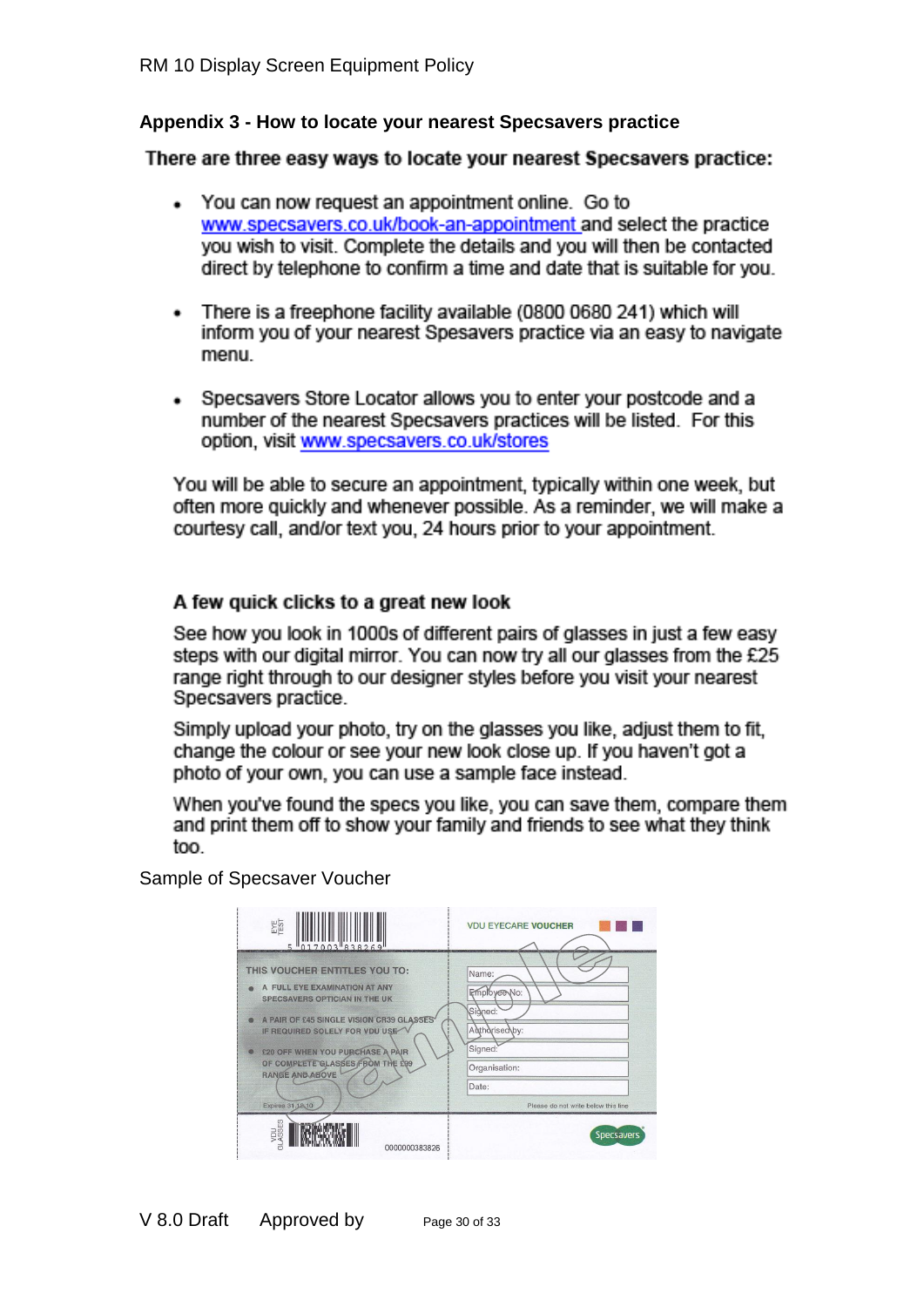## Appendix 3 - How to locate your nearest Specsavers practice

**There are three easy ways to locate your nearest Specsavers practice:**

- You can now request an appointment online. Go to www.specsavers.co.uk/book-an-appointment and select the practice you wish to visit. Complete the details and you will then be contacted direct by telephone to confirm a time and date that is suitable for you.
- There is a freephone facility available (0800 0680 241) which will inform you of your nearest Spesavers practice via an easy to navigate menu.
- Specsavers Store Locator allows you to enter your postcode and a number of the nearest Specsavers practices will be listed. For this option, visit www.specsavers.co.uk/stores

You will be able to secure an appointment, typically within one week, but often more quickly and whenever possible. As a reminder, we will make a courtesy call, and/or text you, 24 hours prior to your appointment.

**A few quick clicks to a great new look**

See how you look in 1000s of different pairs of glasses in just a few easy steps with our digital mirror. You can now try all our glasses from the £25 range right through to our designer styles before you visit your nearest Specsavers practice.

Simply upload your photo, try on the glasses you like, adjust them to fit, change the colour or see your new look close up. If you haven't got a photo of your own, you can use a sample face instead.

When you've found the specs you like, you can save them, compare them and print them off to show your family and friends to see what they think too.

Sample of Specsaver Voucher

EYE TEST 5 017003 838269

VDU EYECARE VOUCHER

THIS VOUCHER ENTITLES YOU TO:

- A FULL EYE EXAMINATION AT ANY SPECSAVERS OPTICIAN IN THE UK
- A PAIR OF £45 SINGLE VISION CR39 GLASSES IF REQUIRED SOLELY FOR VDU USE
- £20 OFF WHEN YOU PURCHASE A PAIR OF COMPLETE GLASSES FROM THE £99 RANGE AND ABOVE

Expires 31.12.10

Name:

Employee No:

Signed:

Authorised by:

Signed:

Organisation:

Date:

Please do not write below this line

VDU GLASSES 0000000383826

Specsavers

Sample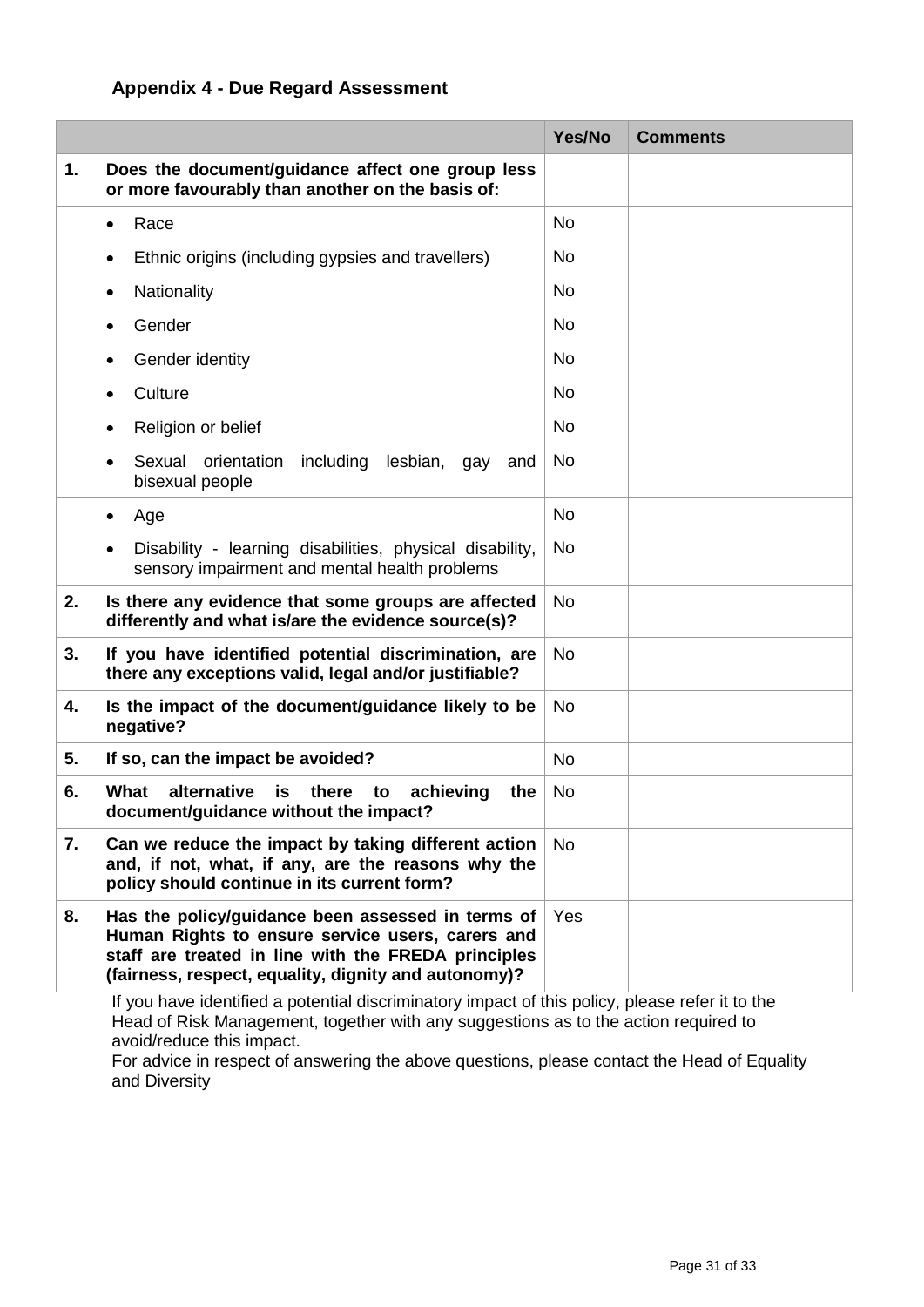## Appendix 4 - Due Regard Assessment

| | | Yes/No | Comments |
|---|---|---|---|
| **1.** | **Does the document/guidance affect one group less or more favourably than another on the basis of:** | | |
| | • Race | No | |
| | • Ethnic origins (including gypsies and travellers) | No | |
| | • Nationality | No | |
| | • Gender | No | |
| | • Gender identity | No | |
| | • Culture | No | |
| | • Religion or belief | No | |
| | • Sexual orientation including lesbian, gay and bisexual people | No | |
| | • Age | No | |
| | • Disability - learning disabilities, physical disability, sensory impairment and mental health problems | No | |
| **2.** | **Is there any evidence that some groups are affected differently and what is/are the evidence source(s)?** | No | |
| **3.** | **If you have identified potential discrimination, are there any exceptions valid, legal and/or justifiable?** | No | |
| **4.** | **Is the impact of the document/guidance likely to be negative?** | No | |
| **5.** | **If so, can the impact be avoided?** | No | |
| **6.** | **What alternative is there to achieving the document/guidance without the impact?** | No | |
| **7.** | **Can we reduce the impact by taking different action and, if not, what, if any, are the reasons why the policy should continue in its current form?** | No | |
| **8.** | **Has the policy/guidance been assessed in terms of Human Rights to ensure service users, carers and staff are treated in line with the FREDA principles (fairness, respect, equality, dignity and autonomy)?** | Yes | |

If you have identified a potential discriminatory impact of this policy, please refer it to the Head of Risk Management, together with any suggestions as to the action required to avoid/reduce this impact.

For advice in respect of answering the above questions, please contact the Head of Equality and Diversity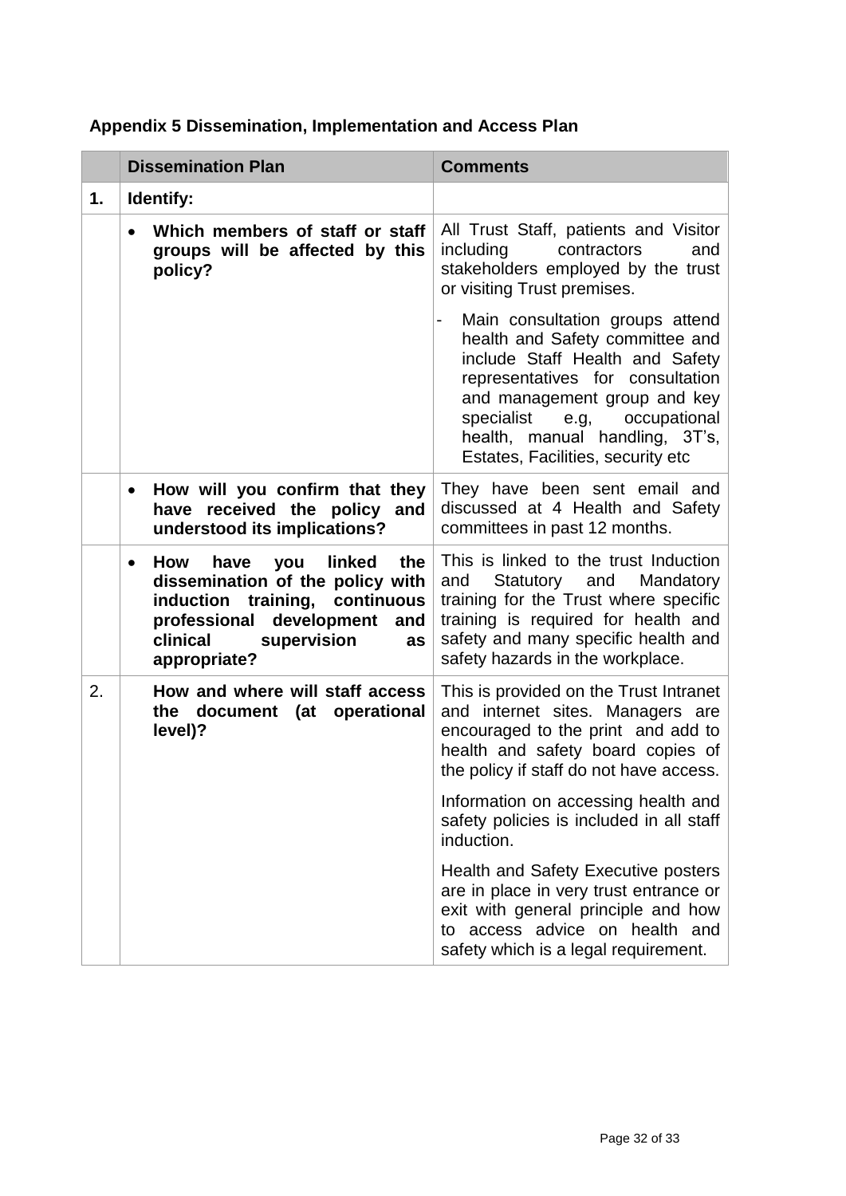## Appendix 5 Dissemination, Implementation and Access Plan

| | Dissemination Plan | Comments |
|---|---|---|
| **1.** | **Identify:** | |
| | • **Which members of staff or staff groups will be affected by this policy?** | All Trust Staff, patients and Visitor including contractors and stakeholders employed by the trust or visiting Trust premises.<br><br>- Main consultation groups attend health and Safety committee and include Staff Health and Safety representatives for consultation and management group and key specialist e.g, occupational health, manual handling, 3T's, Estates, Facilities, security etc |
| | • **How will you confirm that they have received the policy and understood its implications?** | They have been sent email and discussed at 4 Health and Safety committees in past 12 months. |
| | • **How have you linked the dissemination of the policy with induction training, continuous professional development and clinical supervision as appropriate?** | This is linked to the trust Induction and Statutory and Mandatory training for the Trust where specific training is required for health and safety and many specific health and safety hazards in the workplace. |
| 2. | **How and where will staff access the document (at operational level)?** | This is provided on the Trust Intranet and internet sites. Managers are encouraged to the print and add to health and safety board copies of the policy if staff do not have access.<br><br>Information on accessing health and safety policies is included in all staff induction.<br><br>Health and Safety Executive posters are in place in very trust entrance or exit with general principle and how to access advice on health and safety which is a legal requirement. |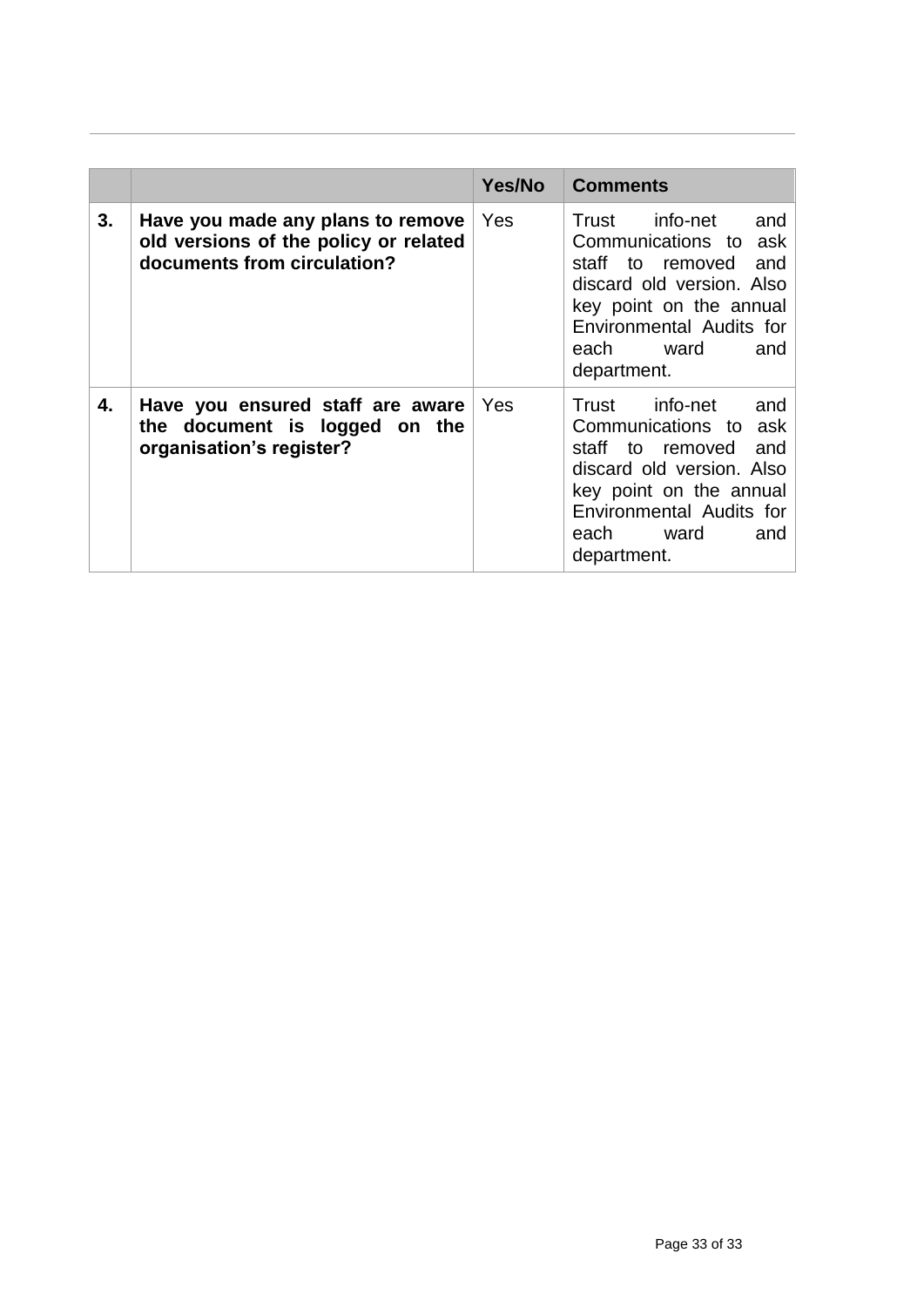| | | Yes/No | Comments |
|---|---|---|---|
| **3.** | **Have you made any plans to remove old versions of the policy or related documents from circulation?** | Yes | Trust info-net and Communications to ask staff to removed and discard old version. Also key point on the annual Environmental Audits for each ward and department. |
| **4.** | **Have you ensured staff are aware the document is logged on the organisation's register?** | Yes | Trust info-net and Communications to ask staff to removed and discard old version. Also key point on the annual Environmental Audits for each ward and department. |